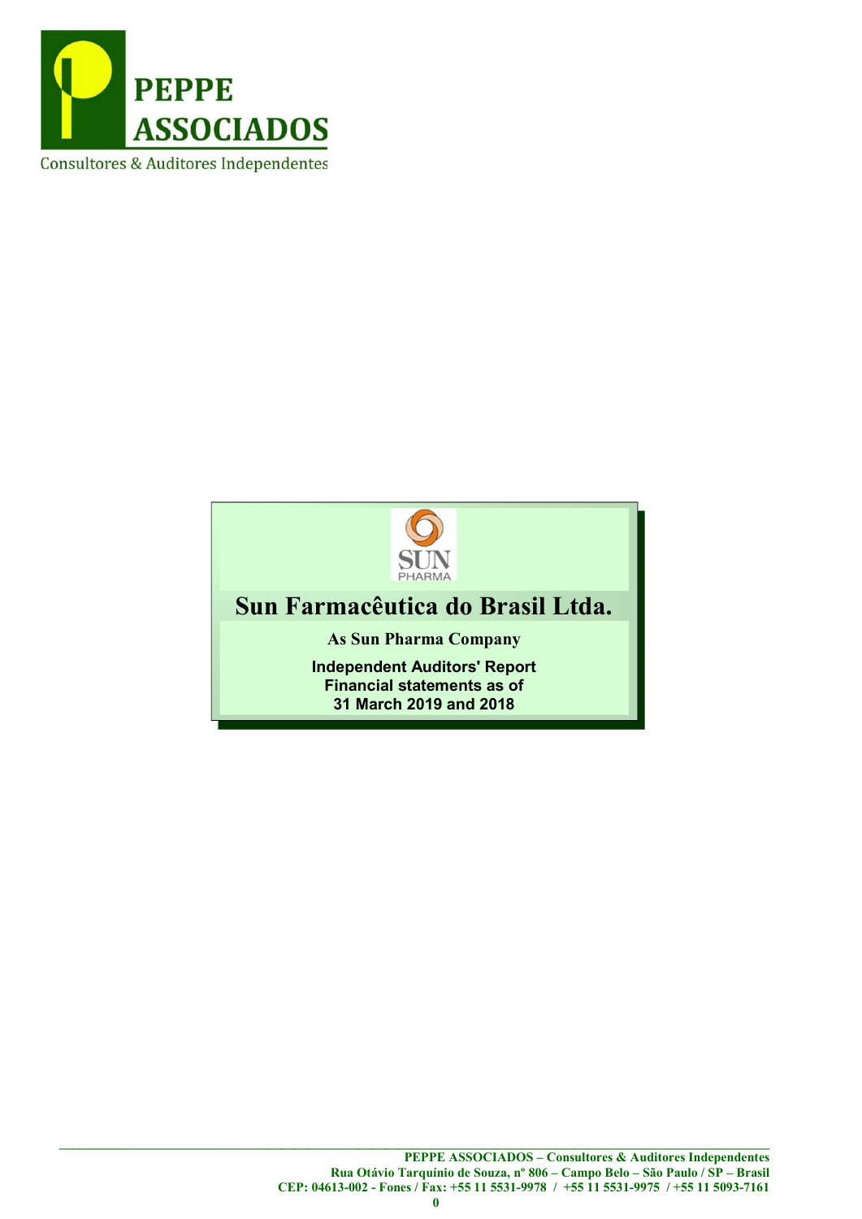PEPPE ASSOCIADOS

Consultores & Auditores Independentes

# Sun Farmacêutica do Brasil Ltda.

**As Sun Pharma Company**

**Independent Auditors' Report**
**Financial statements as of**
**31 March 2019 and 2018**

**PEPPE ASSOCIADOS – Consultores & Auditores Independentes**
**Rua Otávio Tarquínio de Souza, nº 806 – Campo Belo – São Paulo / SP – Brasil**
**CEP: 04613-002 - Fones / Fax: +55 11 5531-9978 / +55 11 5531-9975 / +55 11 5093-7161**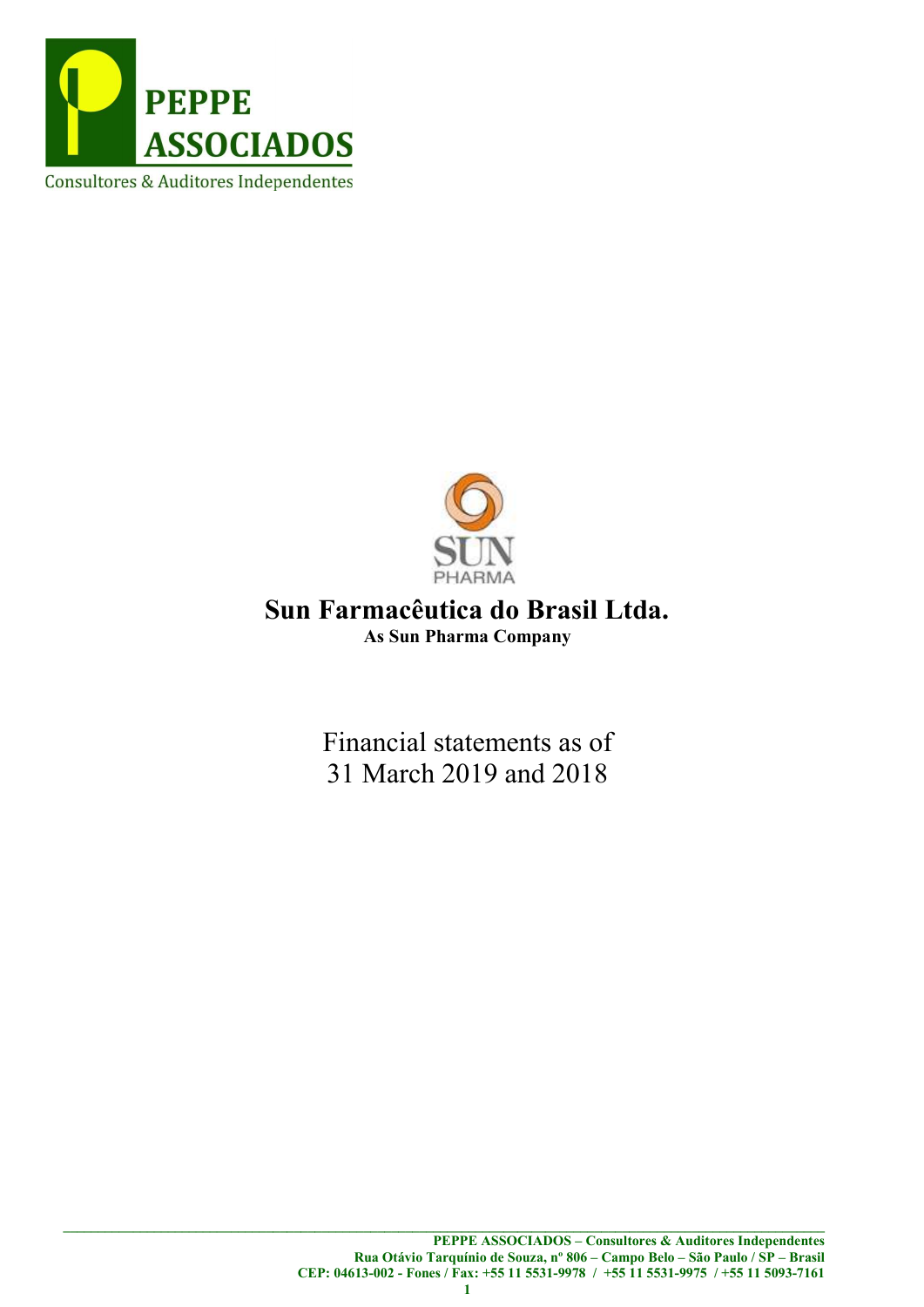PEPPE ASSOCIADOS

Consultores & Auditores Independentes

# Sun Farmacêutica do Brasil Ltda.

**As Sun Pharma Company**

Financial statements as of
31 March 2019 and 2018

**PEPPE ASSOCIADOS – Consultores & Auditores Independentes**
**Rua Otávio Tarquínio de Souza, nº 806 – Campo Belo – São Paulo / SP – Brasil**
**CEP: 04613-002 - Fones / Fax: +55 11 5531-9978 / +55 11 5531-9975 / +55 11 5093-7161**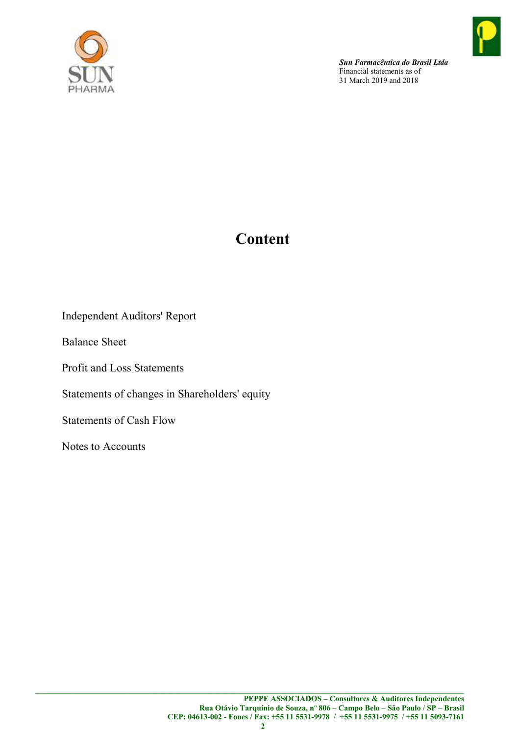# Content

Independent Auditors' Report

Balance Sheet

Profit and Loss Statements

Statements of changes in Shareholders' equity

Statements of Cash Flow

Notes to Accounts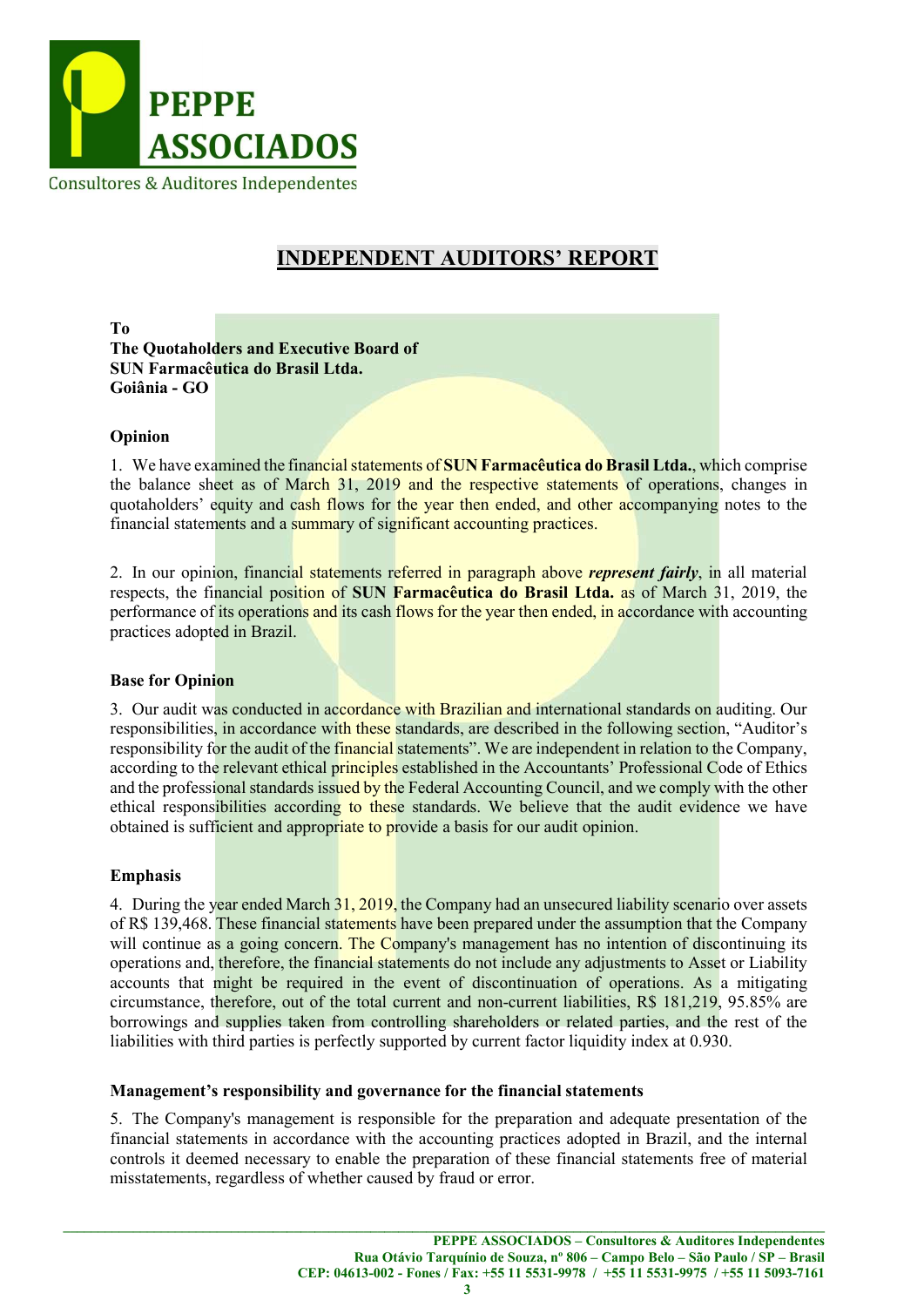PEPPE ASSOCIADOS
Consultores & Auditores Independentes

# INDEPENDENT AUDITORS' REPORT

**To**
**The Quotaholders and Executive Board of**
**SUN Farmacêutica do Brasil Ltda.**
**Goiânia - GO**

## Opinion

1. We have examined the financial statements of **SUN Farmacêutica do Brasil Ltda.**, which comprise the balance sheet as of March 31, 2019 and the respective statements of operations, changes in quotaholders' equity and cash flows for the year then ended, and other accompanying notes to the financial statements and a summary of significant accounting practices.

2. In our opinion, financial statements referred in paragraph above ***represent fairly***, in all material respects, the financial position of **SUN Farmacêutica do Brasil Ltda.** as of March 31, 2019, the performance of its operations and its cash flows for the year then ended, in accordance with accounting practices adopted in Brazil.

## Base for Opinion

3. Our audit was conducted in accordance with Brazilian and international standards on auditing. Our responsibilities, in accordance with these standards, are described in the following section, "Auditor's responsibility for the audit of the financial statements". We are independent in relation to the Company, according to the relevant ethical principles established in the Accountants' Professional Code of Ethics and the professional standards issued by the Federal Accounting Council, and we comply with the other ethical responsibilities according to these standards. We believe that the audit evidence we have obtained is sufficient and appropriate to provide a basis for our audit opinion.

## Emphasis

4. During the year ended March 31, 2019, the Company had an unsecured liability scenario over assets of R$ 139,468. These financial statements have been prepared under the assumption that the Company will continue as a going concern. The Company's management has no intention of discontinuing its operations and, therefore, the financial statements do not include any adjustments to Asset or Liability accounts that might be required in the event of discontinuation of operations. As a mitigating circumstance, therefore, out of the total current and non-current liabilities, R$ 181,219, 95.85% are borrowings and supplies taken from controlling shareholders or related parties, and the rest of the liabilities with third parties is perfectly supported by current factor liquidity index at 0.930.

## Management's responsibility and governance for the financial statements

5. The Company's management is responsible for the preparation and adequate presentation of the financial statements in accordance with the accounting practices adopted in Brazil, and the internal controls it deemed necessary to enable the preparation of these financial statements free of material misstatements, regardless of whether caused by fraud or error.

**PEPPE ASSOCIADOS – Consultores & Auditores Independentes**
**Rua Otávio Tarquínio de Souza, nº 806 – Campo Belo – São Paulo / SP – Brasil**
**CEP: 04613-002 - Fones / Fax: +55 11 5531-9978 / +55 11 5531-9975 / +55 11 5093-7161**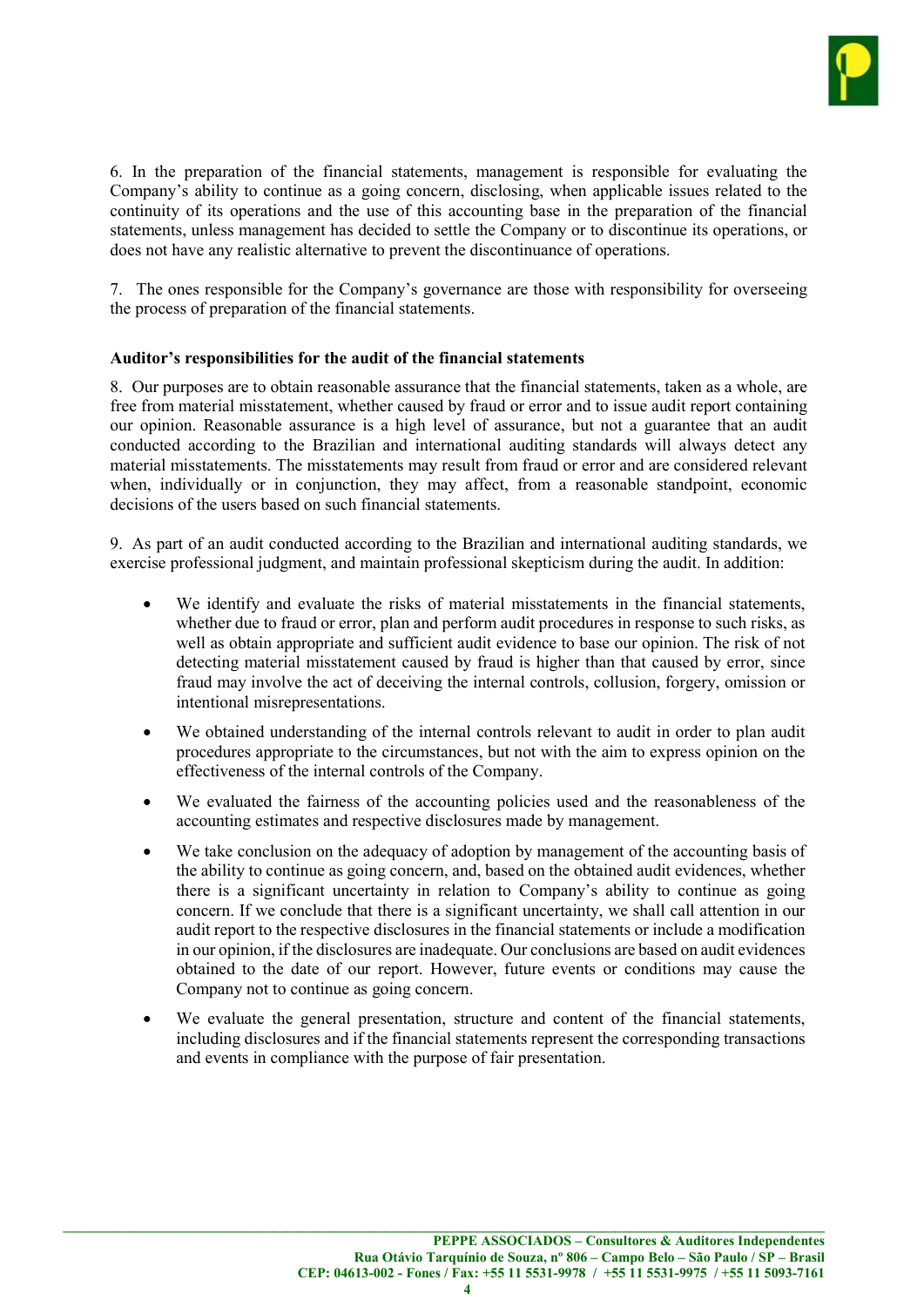6. In the preparation of the financial statements, management is responsible for evaluating the Company's ability to continue as a going concern, disclosing, when applicable issues related to the continuity of its operations and the use of this accounting base in the preparation of the financial statements, unless management has decided to settle the Company or to discontinue its operations, or does not have any realistic alternative to prevent the discontinuance of operations.

7. The ones responsible for the Company's governance are those with responsibility for overseeing the process of preparation of the financial statements.

**Auditor's responsibilities for the audit of the financial statements**

8. Our purposes are to obtain reasonable assurance that the financial statements, taken as a whole, are free from material misstatement, whether caused by fraud or error and to issue audit report containing our opinion. Reasonable assurance is a high level of assurance, but not a guarantee that an audit conducted according to the Brazilian and international auditing standards will always detect any material misstatements. The misstatements may result from fraud or error and are considered relevant when, individually or in conjunction, they may affect, from a reasonable standpoint, economic decisions of the users based on such financial statements.

9. As part of an audit conducted according to the Brazilian and international auditing standards, we exercise professional judgment, and maintain professional skepticism during the audit. In addition:

- We identify and evaluate the risks of material misstatements in the financial statements, whether due to fraud or error, plan and perform audit procedures in response to such risks, as well as obtain appropriate and sufficient audit evidence to base our opinion. The risk of not detecting material misstatement caused by fraud is higher than that caused by error, since fraud may involve the act of deceiving the internal controls, collusion, forgery, omission or intentional misrepresentations.

- We obtained understanding of the internal controls relevant to audit in order to plan audit procedures appropriate to the circumstances, but not with the aim to express opinion on the effectiveness of the internal controls of the Company.

- We evaluated the fairness of the accounting policies used and the reasonableness of the accounting estimates and respective disclosures made by management.

- We take conclusion on the adequacy of adoption by management of the accounting basis of the ability to continue as going concern, and, based on the obtained audit evidences, whether there is a significant uncertainty in relation to Company's ability to continue as going concern. If we conclude that there is a significant uncertainty, we shall call attention in our audit report to the respective disclosures in the financial statements or include a modification in our opinion, if the disclosures are inadequate. Our conclusions are based on audit evidences obtained to the date of our report. However, future events or conditions may cause the Company not to continue as going concern.

- We evaluate the general presentation, structure and content of the financial statements, including disclosures and if the financial statements represent the corresponding transactions and events in compliance with the purpose of fair presentation.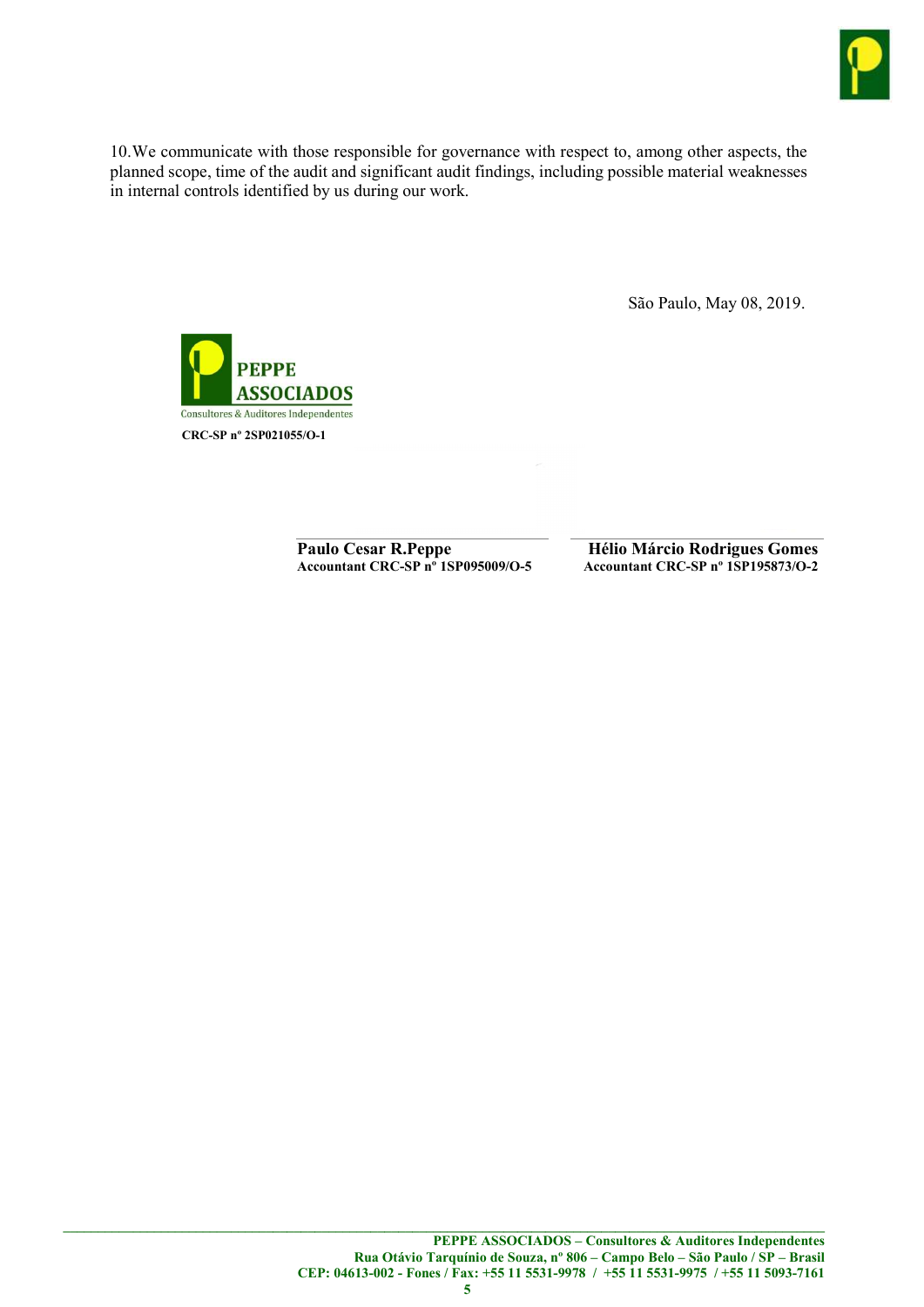10.We communicate with those responsible for governance with respect to, among other aspects, the planned scope, time of the audit and significant audit findings, including possible material weaknesses in internal controls identified by us during our work.

São Paulo, May 08, 2019.

PEPPE ASSOCIADOS
Consultores & Auditores Independentes
**CRC-SP nº 2SP021055/O-1**

**Paulo Cesar R.Peppe**
**Accountant CRC-SP nº 1SP095009/O-5**

**Hélio Márcio Rodrigues Gomes**
**Accountant CRC-SP nº 1SP195873/O-2**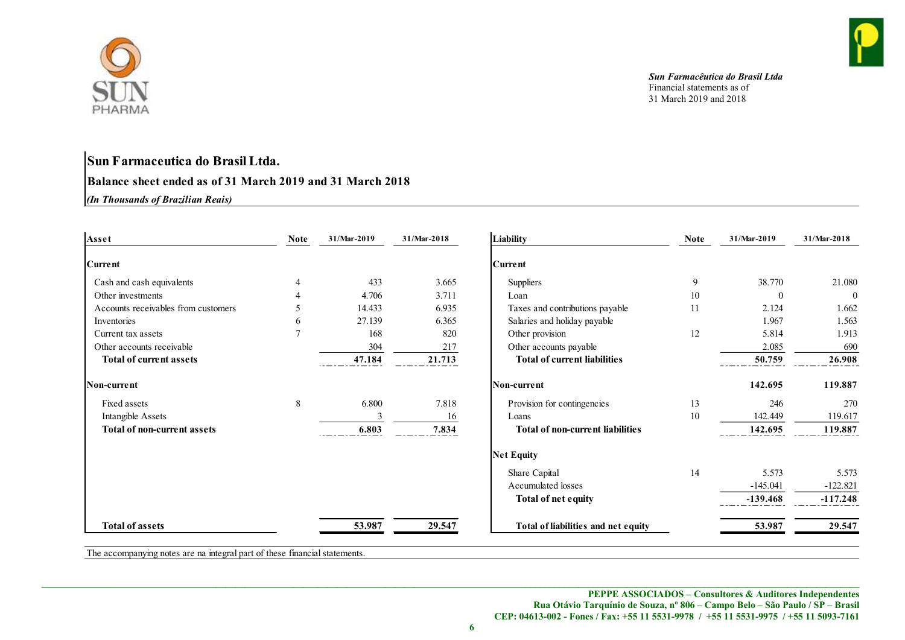*Sun Farmacêutica do Brasil Ltda*
Financial statements as of
31 March 2019 and 2018

## Sun Farmaceutica do Brasil Ltda.

### Balance sheet ended as of 31 March 2019 and 31 March 2018

*(In Thousands of Brazilian Reais)*

| Asset | Note | 31/Mar-2019 | 31/Mar-2018 | Liability | Note | 31/Mar-2019 | 31/Mar-2018 |
|---|---|---|---|---|---|---|---|
| **Current** | | | | **Current** | | | |
| Cash and cash equivalents | 4 | 433 | 3.665 | Suppliers | 9 | 38.770 | 21.080 |
| Other investments | 4 | 4.706 | 3.711 | Loan | 10 | 0 | 0 |
| Accounts receivables from customers | 5 | 14.433 | 6.935 | Taxes and contributions payable | 11 | 2.124 | 1.662 |
| Inventories | 6 | 27.139 | 6.365 | Salaries and holiday payable | | 1.967 | 1.563 |
| Current tax assets | 7 | 168 | 820 | Other provision | 12 | 5.814 | 1.913 |
| Other accounts receivable | | 304 | 217 | Other accounts payable | | 2.085 | 690 |
| **Total of current assets** | | **47.184** | **21.713** | **Total of current liabilities** | | **50.759** | **26.908** |
| **Non-current** | | | | **Non-current** | | **142.695** | **119.887** |
| Fixed assets | 8 | 6.800 | 7.818 | Provision for contingencies | 13 | 246 | 270 |
| Intangible Assets | | 3 | 16 | Loans | 10 | 142.449 | 119.617 |
| **Total of non-current assets** | | **6.803** | **7.834** | **Total of non-current liabilities** | | **142.695** | **119.887** |
| | | | | **Net Equity** | | | |
| | | | | Share Capital | 14 | 5.573 | 5.573 |
| | | | | Accumulated losses | | -145.041 | -122.821 |
| | | | | **Total of net equity** | | **-139.468** | **-117.248** |
| **Total of assets** | | **53.987** | **29.547** | **Total of liabilities and net equity** | | **53.987** | **29.547** |

The accompanying notes are na integral part of these financial statements.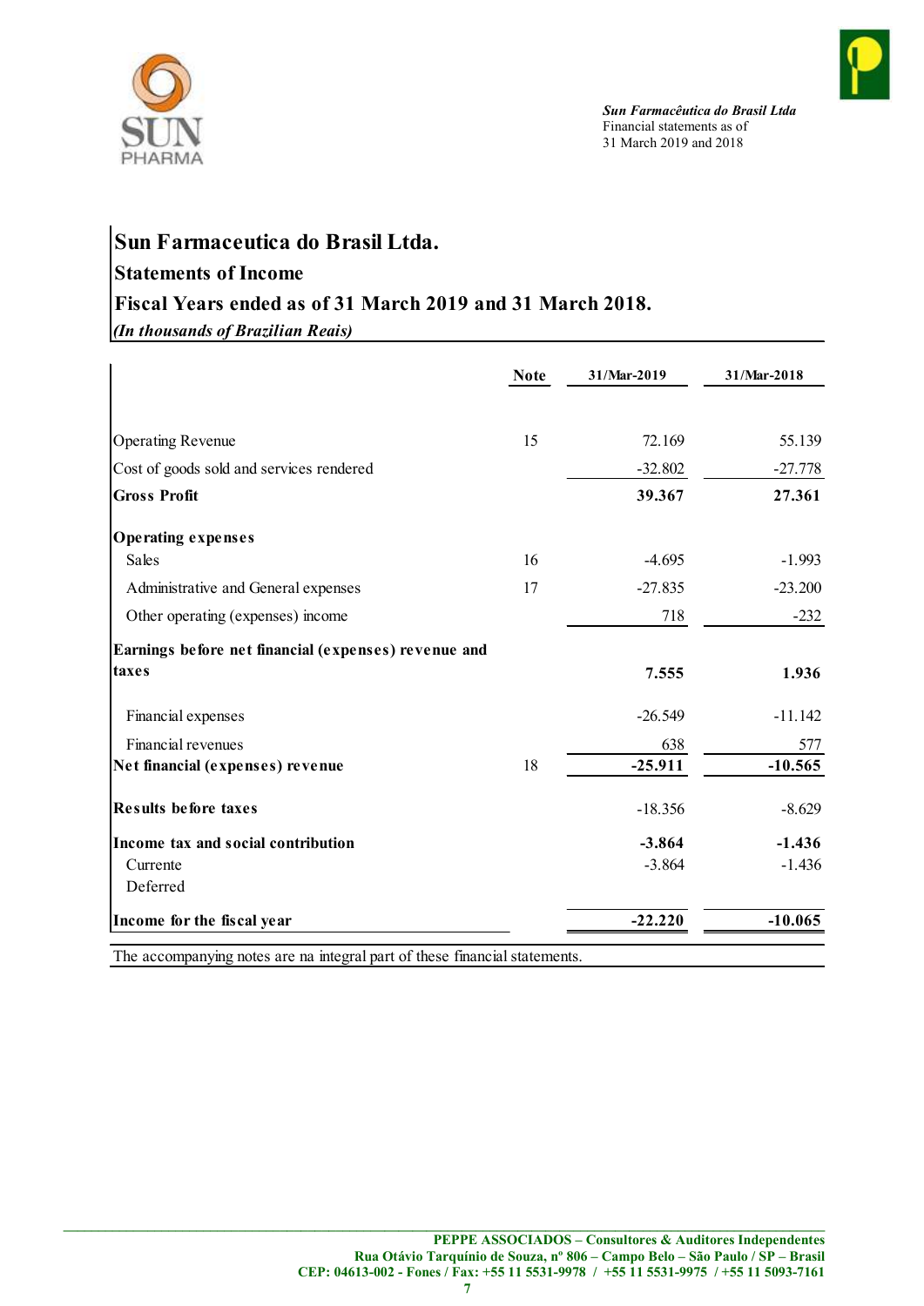# Sun Farmaceutica do Brasil Ltda.

## Statements of Income

## Fiscal Years ended as of 31 March 2019 and 31 March 2018.

*(In thousands of Brazilian Reais)*

| | Note | 31/Mar-2019 | 31/Mar-2018 |
|---|---|---|---|
| Operating Revenue | 15 | 72.169 | 55.139 |
| Cost of goods sold and services rendered | | -32.802 | -27.778 |
| **Gross Profit** | | **39.367** | **27.361** |
| **Operating expenses** | | | |
| Sales | 16 | -4.695 | -1.993 |
| Administrative and General expenses | 17 | -27.835 | -23.200 |
| Other operating (expenses) income | | 718 | -232 |
| **Earnings before net financial (expenses) revenue and taxes** | | **7.555** | **1.936** |
| Financial expenses | | -26.549 | -11.142 |
| Financial revenues | | 638 | 577 |
| **Net financial (expenses) revenue** | 18 | **-25.911** | **-10.565** |
| **Results before taxes** | | -18.356 | -8.629 |
| **Income tax and social contribution** | | **-3.864** | **-1.436** |
| Currente | | -3.864 | -1.436 |
| Deferred | | | |
| **Income for the fiscal year** | | **-22.220** | **-10.065** |

The accompanying notes are na integral part of these financial statements.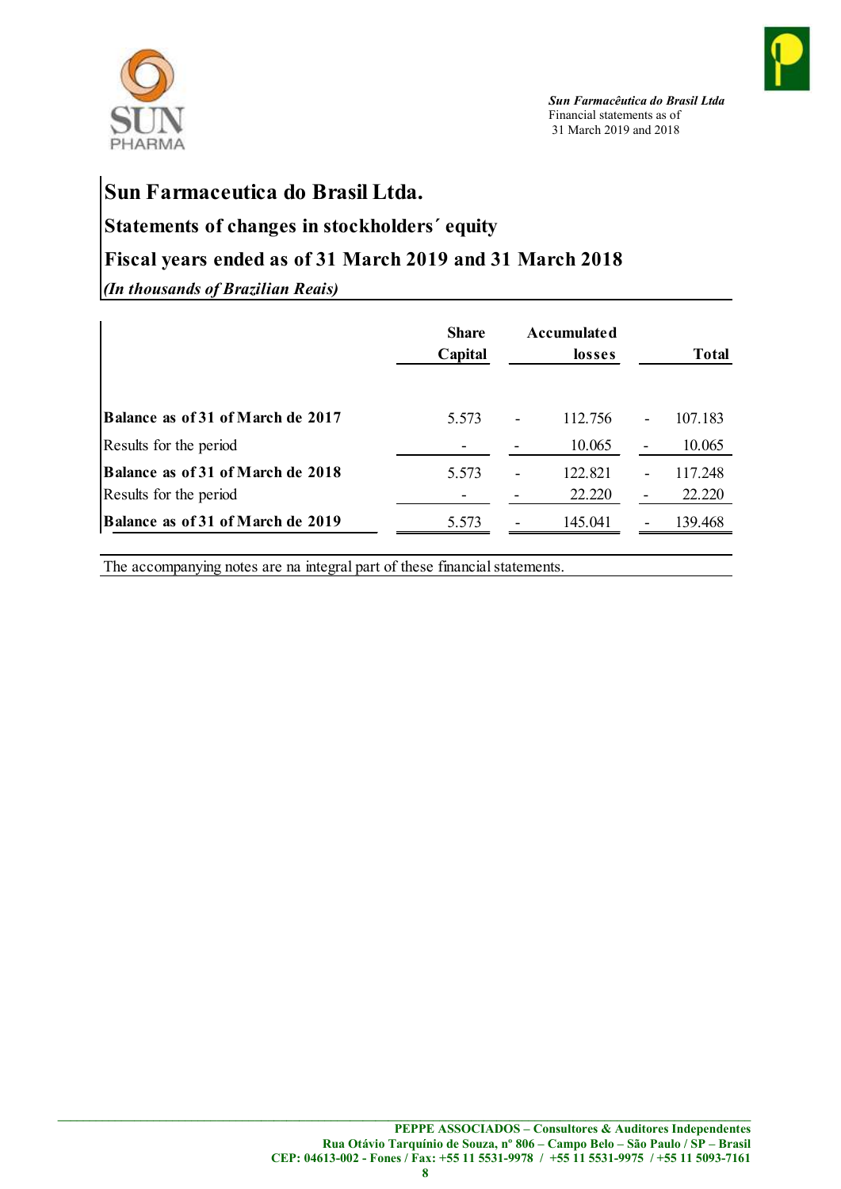# Sun Farmaceutica do Brasil Ltda.

## Statements of changes in stockholders´ equity

## Fiscal years ended as of 31 March 2019 and 31 March 2018

*(In thousands of Brazilian Reais)*

| | Share Capital | | Accumulated losses | | Total |
|---|---|---|---|---|---|
| **Balance as of 31 of March de 2017** | 5.573 | - | 112.756 | - | 107.183 |
| Results for the period | - | - | 10.065 | - | 10.065 |
| **Balance as of 31 of March de 2018** | 5.573 | - | 122.821 | - | 117.248 |
| Results for the period | - | - | 22.220 | - | 22.220 |
| **Balance as of 31 of March de 2019** | 5.573 | - | 145.041 | - | 139.468 |

The accompanying notes are na integral part of these financial statements.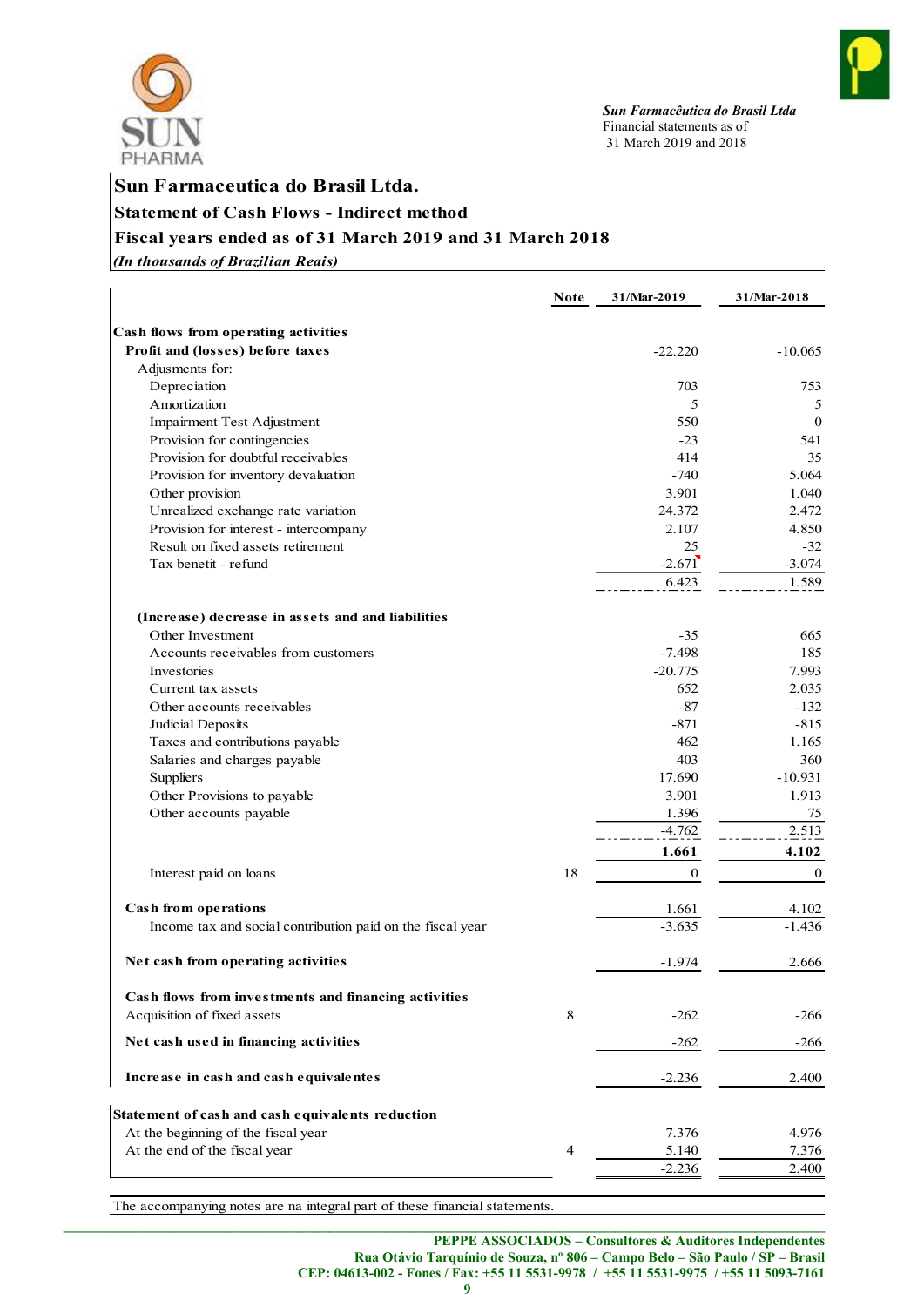## Sun Farmaceutica do Brasil Ltda.

### Statement of Cash Flows - Indirect method

### Fiscal years ended as of 31 March 2019 and 31 March 2018

*(In thousands of Brazilian Reais)*

| | Note | 31/Mar-2019 | 31/Mar-2018 |
|---|---|---|---|
| **Cash flows from operating activities** | | | |
| **Profit and (losses) before taxes** | | -22.220 | -10.065 |
| Adjusments for: | | | |
| Depreciation | | 703 | 753 |
| Amortization | | 5 | 5 |
| Impairment Test Adjustment | | 550 | 0 |
| Provision for contingencies | | -23 | 541 |
| Provision for doubtful receivables | | 414 | 35 |
| Provision for inventory devaluation | | -740 | 5.064 |
| Other provision | | 3.901 | 1.040 |
| Unrealized exchange rate variation | | 24.372 | 2.472 |
| Provision for interest - intercompany | | 2.107 | 4.850 |
| Result on fixed assets retirement | | 25 | -32 |
| Tax benefit - refund | | -2.671 | -3.074 |
| | | 6.423 | 1.589 |
| **(Increase) decrease in assets and and liabilities** | | | |
| Other Investment | | -35 | 665 |
| Accounts receivables from customers | | -7.498 | 185 |
| Investories | | -20.775 | 7.993 |
| Current tax assets | | 652 | 2.035 |
| Other accounts receivables | | -87 | -132 |
| Judicial Deposits | | -871 | -815 |
| Taxes and contributions payable | | 462 | 1.165 |
| Salaries and charges payable | | 403 | 360 |
| Suppliers | | 17.690 | -10.931 |
| Other Provisions to payable | | 3.901 | 1.913 |
| Other accounts payable | | 1.396 | 75 |
| | | -4.762 | 2.513 |
| | | **1.661** | **4.102** |
| Interest paid on loans | 18 | 0 | 0 |
| **Cash from operations** | | 1.661 | 4.102 |
| Income tax and social contribution paid on the fiscal year | | -3.635 | -1.436 |
| **Net cash from operating activities** | | -1.974 | 2.666 |
| **Cash flows from investments and financing activities** | | | |
| Acquisition of fixed assets | 8 | -262 | -266 |
| **Net cash used in financing activities** | | -262 | -266 |
| **Increase in cash and cash equivalentes** | | -2.236 | 2.400 |
| **Statement of cash and cash equivalents reduction** | | | |
| At the beginning of the fiscal year | | 7.376 | 4.976 |
| At the end of the fiscal year | 4 | 5.140 | 7.376 |
| | | -2.236 | 2.400 |

The accompanying notes are na integral part of these financial statements.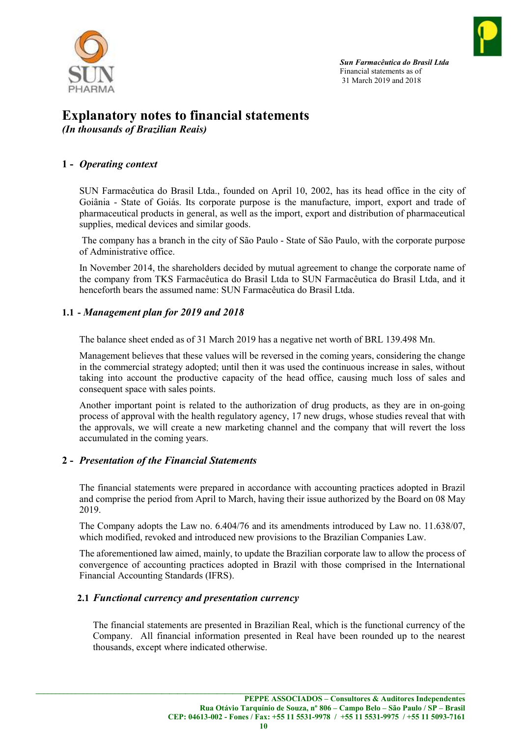# Explanatory notes to financial statements

*(In thousands of Brazilian Reais)*

## 1 - *Operating context*

SUN Farmacêutica do Brasil Ltda., founded on April 10, 2002, has its head office in the city of Goiânia - State of Goiás. Its corporate purpose is the manufacture, import, export and trade of pharmaceutical products in general, as well as the import, export and distribution of pharmaceutical supplies, medical devices and similar goods.

The company has a branch in the city of São Paulo - State of São Paulo, with the corporate purpose of Administrative office.

In November 2014, the shareholders decided by mutual agreement to change the corporate name of the company from TKS Farmacêutica do Brasil Ltda to SUN Farmacêutica do Brasil Ltda, and it henceforth bears the assumed name: SUN Farmacêutica do Brasil Ltda.

### 1.1 - *Management plan for 2019 and 2018*

The balance sheet ended as of 31 March 2019 has a negative net worth of BRL 139.498 Mn.

Management believes that these values will be reversed in the coming years, considering the change in the commercial strategy adopted; until then it was used the continuous increase in sales, without taking into account the productive capacity of the head office, causing much loss of sales and consequent space with sales points.

Another important point is related to the authorization of drug products, as they are in on-going process of approval with the health regulatory agency, 17 new drugs, whose studies reveal that with the approvals, we will create a new marketing channel and the company that will revert the loss accumulated in the coming years.

## 2 - *Presentation of the Financial Statements*

The financial statements were prepared in accordance with accounting practices adopted in Brazil and comprise the period from April to March, having their issue authorized by the Board on 08 May 2019.

The Company adopts the Law no. 6.404/76 and its amendments introduced by Law no. 11.638/07, which modified, revoked and introduced new provisions to the Brazilian Companies Law.

The aforementioned law aimed, mainly, to update the Brazilian corporate law to allow the process of convergence of accounting practices adopted in Brazil with those comprised in the International Financial Accounting Standards (IFRS).

### 2.1 *Functional currency and presentation currency*

The financial statements are presented in Brazilian Real, which is the functional currency of the Company. All financial information presented in Real have been rounded up to the nearest thousands, except where indicated otherwise.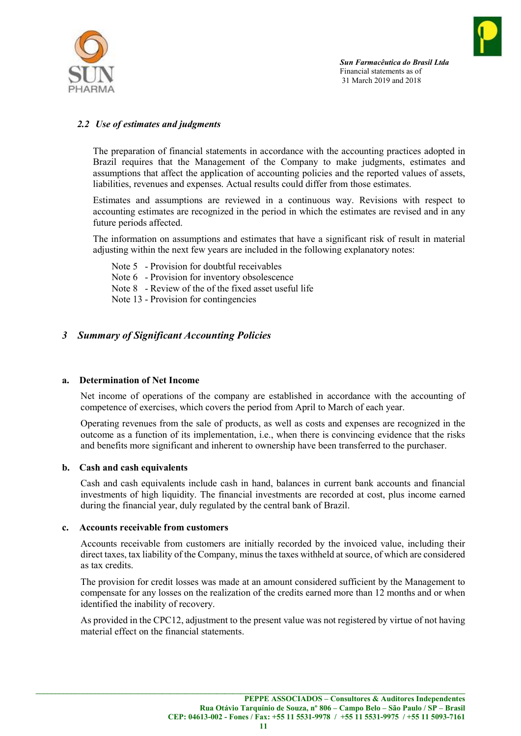### 2.2 *Use of estimates and judgments*

The preparation of financial statements in accordance with the accounting practices adopted in Brazil requires that the Management of the Company to make judgments, estimates and assumptions that affect the application of accounting policies and the reported values of assets, liabilities, revenues and expenses. Actual results could differ from those estimates.

Estimates and assumptions are reviewed in a continuous way. Revisions with respect to accounting estimates are recognized in the period in which the estimates are revised and in any future periods affected.

The information on assumptions and estimates that have a significant risk of result in material adjusting within the next few years are included in the following explanatory notes:

Note 5 - Provision for doubtful receivables
Note 6 - Provision for inventory obsolescence
Note 8 - Review of the of the fixed asset useful life
Note 13 - Provision for contingencies

## 3 *Summary of Significant Accounting Policies*

### a. Determination of Net Income

Net income of operations of the company are established in accordance with the accounting of competence of exercises, which covers the period from April to March of each year.

Operating revenues from the sale of products, as well as costs and expenses are recognized in the outcome as a function of its implementation, i.e., when there is convincing evidence that the risks and benefits more significant and inherent to ownership have been transferred to the purchaser.

### b. Cash and cash equivalents

Cash and cash equivalents include cash in hand, balances in current bank accounts and financial investments of high liquidity. The financial investments are recorded at cost, plus income earned during the financial year, duly regulated by the central bank of Brazil.

### c. Accounts receivable from customers

Accounts receivable from customers are initially recorded by the invoiced value, including their direct taxes, tax liability of the Company, minus the taxes withheld at source, of which are considered as tax credits.

The provision for credit losses was made at an amount considered sufficient by the Management to compensate for any losses on the realization of the credits earned more than 12 months and or when identified the inability of recovery.

As provided in the CPC12, adjustment to the present value was not registered by virtue of not having material effect on the financial statements.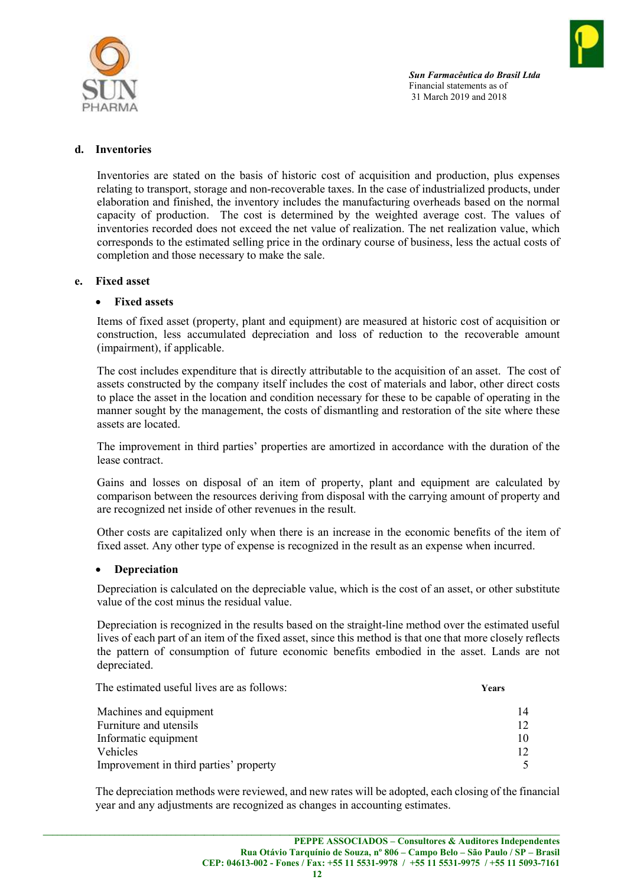**d. Inventories**

Inventories are stated on the basis of historic cost of acquisition and production, plus expenses relating to transport, storage and non-recoverable taxes. In the case of industrialized products, under elaboration and finished, the inventory includes the manufacturing overheads based on the normal capacity of production. The cost is determined by the weighted average cost. The values of inventories recorded does not exceed the net value of realization. The net realization value, which corresponds to the estimated selling price in the ordinary course of business, less the actual costs of completion and those necessary to make the sale.

**e. Fixed asset**

- **Fixed assets**

Items of fixed asset (property, plant and equipment) are measured at historic cost of acquisition or construction, less accumulated depreciation and loss of reduction to the recoverable amount (impairment), if applicable.

The cost includes expenditure that is directly attributable to the acquisition of an asset. The cost of assets constructed by the company itself includes the cost of materials and labor, other direct costs to place the asset in the location and condition necessary for these to be capable of operating in the manner sought by the management, the costs of dismantling and restoration of the site where these assets are located.

The improvement in third parties' properties are amortized in accordance with the duration of the lease contract.

Gains and losses on disposal of an item of property, plant and equipment are calculated by comparison between the resources deriving from disposal with the carrying amount of property and are recognized net inside of other revenues in the result.

Other costs are capitalized only when there is an increase in the economic benefits of the item of fixed asset. Any other type of expense is recognized in the result as an expense when incurred.

- **Depreciation**

Depreciation is calculated on the depreciable value, which is the cost of an asset, or other substitute value of the cost minus the residual value.

Depreciation is recognized in the results based on the straight-line method over the estimated useful lives of each part of an item of the fixed asset, since this method is that one that more closely reflects the pattern of consumption of future economic benefits embodied in the asset. Lands are not depreciated.

| The estimated useful lives are as follows: | **Years** |
|---|---|
| Machines and equipment | 14 |
| Furniture and utensils | 12 |
| Informatic equipment | 10 |
| Vehicles | 12 |
| Improvement in third parties' property | 5 |

The depreciation methods were reviewed, and new rates will be adopted, each closing of the financial year and any adjustments are recognized as changes in accounting estimates.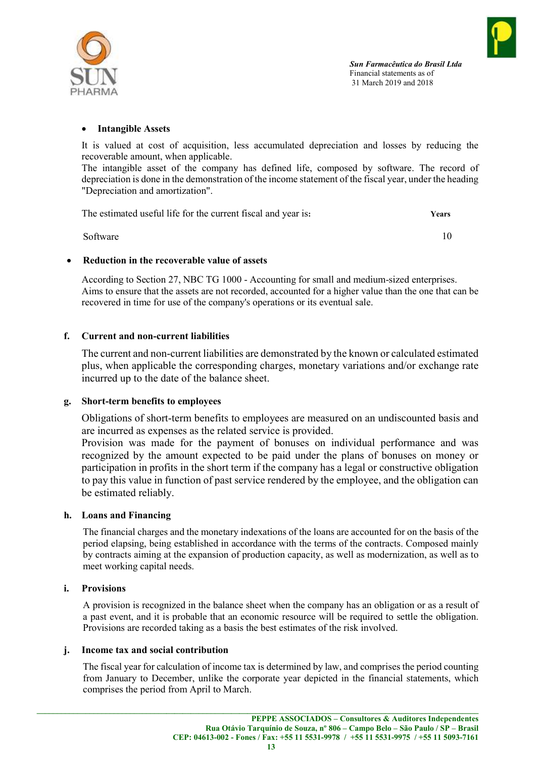- **Intangible Assets**

It is valued at cost of acquisition, less accumulated depreciation and losses by reducing the recoverable amount, when applicable.
The intangible asset of the company has defined life, composed by software. The record of depreciation is done in the demonstration of the income statement of the fiscal year, under the heading "Depreciation and amortization".

| The estimated useful life for the current fiscal and year is: | **Years** |
|---|---|
| Software | 10 |

- **Reduction in the recoverable value of assets**

According to Section 27, NBC TG 1000 - Accounting for small and medium-sized enterprises.
Aims to ensure that the assets are not recorded, accounted for a higher value than the one that can be recovered in time for use of the company's operations or its eventual sale.

**f. Current and non-current liabilities**

The current and non-current liabilities are demonstrated by the known or calculated estimated plus, when applicable the corresponding charges, monetary variations and/or exchange rate incurred up to the date of the balance sheet.

**g. Short-term benefits to employees**

Obligations of short-term benefits to employees are measured on an undiscounted basis and are incurred as expenses as the related service is provided.
Provision was made for the payment of bonuses on individual performance and was recognized by the amount expected to be paid under the plans of bonuses on money or participation in profits in the short term if the company has a legal or constructive obligation to pay this value in function of past service rendered by the employee, and the obligation can be estimated reliably.

**h. Loans and Financing**

The financial charges and the monetary indexations of the loans are accounted for on the basis of the period elapsing, being established in accordance with the terms of the contracts. Composed mainly by contracts aiming at the expansion of production capacity, as well as modernization, as well as to meet working capital needs.

**i. Provisions**

A provision is recognized in the balance sheet when the company has an obligation or as a result of a past event, and it is probable that an economic resource will be required to settle the obligation. Provisions are recorded taking as a basis the best estimates of the risk involved.

**j. Income tax and social contribution**

The fiscal year for calculation of income tax is determined by law, and comprises the period counting from January to December, unlike the corporate year depicted in the financial statements, which comprises the period from April to March.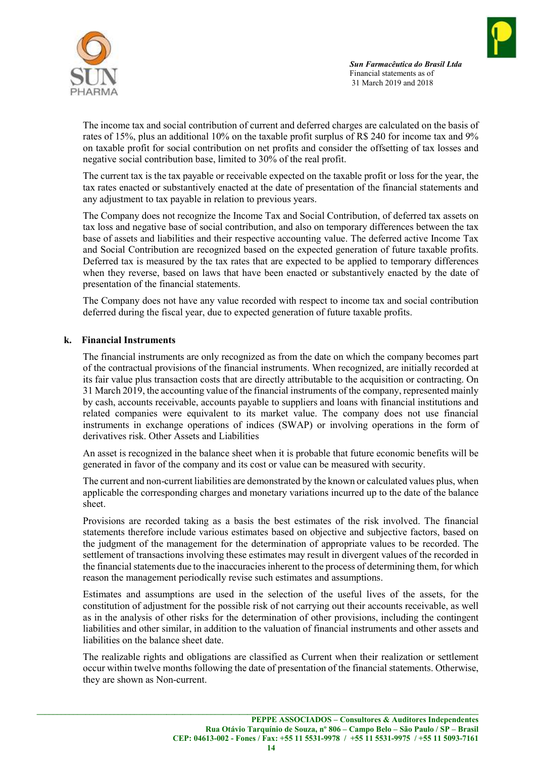The income tax and social contribution of current and deferred charges are calculated on the basis of rates of 15%, plus an additional 10% on the taxable profit surplus of R$ 240 for income tax and 9% on taxable profit for social contribution on net profits and consider the offsetting of tax losses and negative social contribution base, limited to 30% of the real profit.

The current tax is the tax payable or receivable expected on the taxable profit or loss for the year, the tax rates enacted or substantively enacted at the date of presentation of the financial statements and any adjustment to tax payable in relation to previous years.

The Company does not recognize the Income Tax and Social Contribution, of deferred tax assets on tax loss and negative base of social contribution, and also on temporary differences between the tax base of assets and liabilities and their respective accounting value. The deferred active Income Tax and Social Contribution are recognized based on the expected generation of future taxable profits. Deferred tax is measured by the tax rates that are expected to be applied to temporary differences when they reverse, based on laws that have been enacted or substantively enacted by the date of presentation of the financial statements.

The Company does not have any value recorded with respect to income tax and social contribution deferred during the fiscal year, due to expected generation of future taxable profits.

**k. Financial Instruments**

The financial instruments are only recognized as from the date on which the company becomes part of the contractual provisions of the financial instruments. When recognized, are initially recorded at its fair value plus transaction costs that are directly attributable to the acquisition or contracting. On 31 March 2019, the accounting value of the financial instruments of the company, represented mainly by cash, accounts receivable, accounts payable to suppliers and loans with financial institutions and related companies were equivalent to its market value. The company does not use financial instruments in exchange operations of indices (SWAP) or involving operations in the form of derivatives risk. Other Assets and Liabilities

An asset is recognized in the balance sheet when it is probable that future economic benefits will be generated in favor of the company and its cost or value can be measured with security.

The current and non-current liabilities are demonstrated by the known or calculated values plus, when applicable the corresponding charges and monetary variations incurred up to the date of the balance sheet.

Provisions are recorded taking as a basis the best estimates of the risk involved. The financial statements therefore include various estimates based on objective and subjective factors, based on the judgment of the management for the determination of appropriate values to be recorded. The settlement of transactions involving these estimates may result in divergent values of the recorded in the financial statements due to the inaccuracies inherent to the process of determining them, for which reason the management periodically revise such estimates and assumptions.

Estimates and assumptions are used in the selection of the useful lives of the assets, for the constitution of adjustment for the possible risk of not carrying out their accounts receivable, as well as in the analysis of other risks for the determination of other provisions, including the contingent liabilities and other similar, in addition to the valuation of financial instruments and other assets and liabilities on the balance sheet date.

The realizable rights and obligations are classified as Current when their realization or settlement occur within twelve months following the date of presentation of the financial statements. Otherwise, they are shown as Non-current.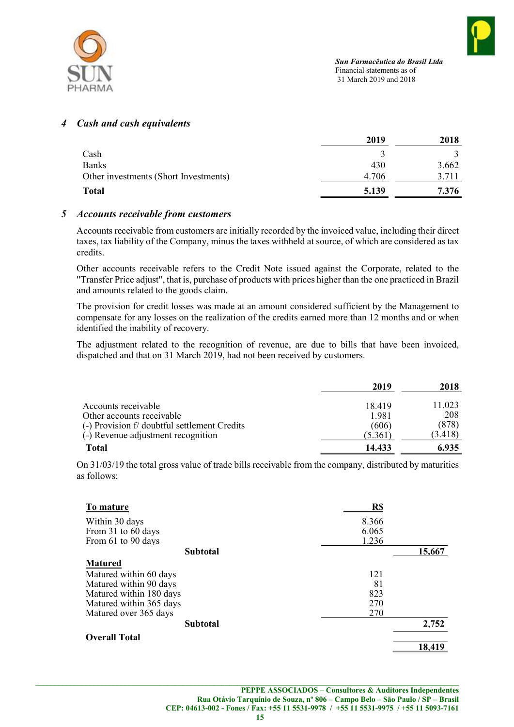## 4 *Cash and cash equivalents*

| | 2019 | 2018 |
|---|---|---|
| Cash | 3 | 3 |
| Banks | 430 | 3.662 |
| Other investments (Short Investments) | 4.706 | 3.711 |
| **Total** | **5.139** | **7.376** |

## 5 *Accounts receivable from customers*

Accounts receivable from customers are initially recorded by the invoiced value, including their direct taxes, tax liability of the Company, minus the taxes withheld at source, of which are considered as tax credits.

Other accounts receivable refers to the Credit Note issued against the Corporate, related to the "Transfer Price adjust", that is, purchase of products with prices higher than the one practiced in Brazil and amounts related to the goods claim.

The provision for credit losses was made at an amount considered sufficient by the Management to compensate for any losses on the realization of the credits earned more than 12 months and or when identified the inability of recovery.

The adjustment related to the recognition of revenue, are due to bills that have been invoiced, dispatched and that on 31 March 2019, had not been received by customers.

| | 2019 | 2018 |
|---|---|---|
| Accounts receivable | 18.419 | 11.023 |
| Other accounts receivable | 1.981 | 208 |
| (-) Provision f/ doubtful settlement Credits | (606) | (878) |
| (-) Revenue adjustment recognition | (5.361) | (3.418) |
| **Total** | **14.433** | **6.935** |

On 31/03/19 the total gross value of trade bills receivable from the company, distributed by maturities as follows:

| | R$ | |
|---|---|---|
| **To mature** | | |
| Within 30 days | 8.366 | |
| From 31 to 60 days | 6.065 | |
| From 61 to 90 days | 1.236 | |
| **Subtotal** | | 15,667 |
| **Matured** | | |
| Matured within 60 days | 121 | |
| Matured within 90 days | 81 | |
| Matured within 180 days | 823 | |
| Matured within 365 days | 270 | |
| Matured over 365 days | 270 | |
| **Subtotal** | | 2,752 |
| **Overall Total** | | 18,419 |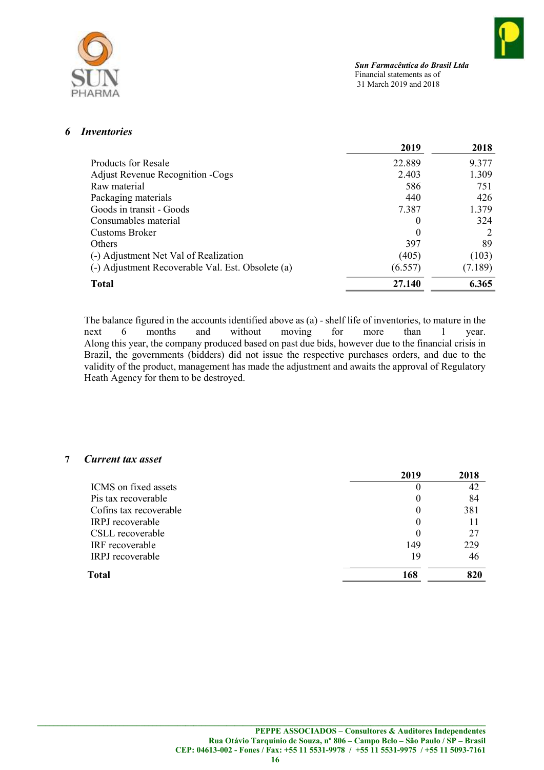## 6 *Inventories*

| | 2019 | 2018 |
|---|---|---|
| Products for Resale | 22.889 | 9.377 |
| Adjust Revenue Recognition -Cogs | 2.403 | 1.309 |
| Raw material | 586 | 751 |
| Packaging materials | 440 | 426 |
| Goods in transit - Goods | 7.387 | 1.379 |
| Consumables material | 0 | 324 |
| Customs Broker | 0 | 2 |
| Others | 397 | 89 |
| (-) Adjustment Net Val of Realization | (405) | (103) |
| (-) Adjustment Recoverable Val. Est. Obsolete (a) | (6.557) | (7.189) |
| **Total** | **27.140** | **6.365** |

The balance figured in the accounts identified above as (a) - shelf life of inventories, to mature in the next 6 months and without moving for more than 1 year. Along this year, the company produced based on past due bids, however due to the financial crisis in Brazil, the governments (bidders) did not issue the respective purchases orders, and due to the validity of the product, management has made the adjustment and awaits the approval of Regulatory Heath Agency for them to be destroyed.

## 7 *Current tax asset*

| | 2019 | 2018 |
|---|---|---|
| ICMS on fixed assets | 0 | 42 |
| Pis tax recoverable | 0 | 84 |
| Cofins tax recoverable | 0 | 381 |
| IRPJ recoverable | 0 | 11 |
| CSLL recoverable | 0 | 27 |
| IRF recoverable | 149 | 229 |
| IRPJ recoverable | 19 | 46 |
| **Total** | **168** | **820** |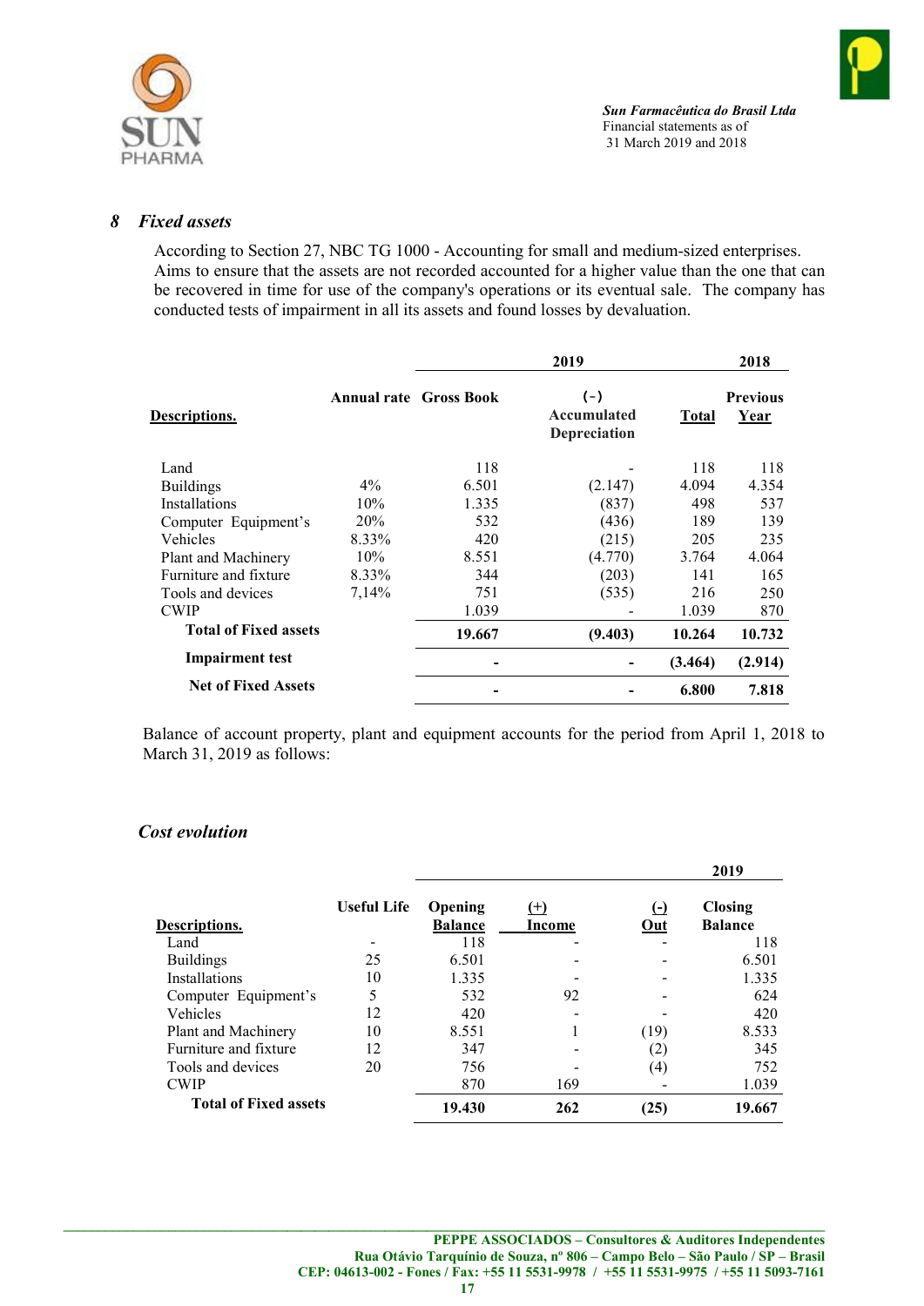## 8 *Fixed assets*

According to Section 27, NBC TG 1000 - Accounting for small and medium-sized enterprises. Aims to ensure that the assets are not recorded accounted for a higher value than the one that can be recovered in time for use of the company's operations or its eventual sale. The company has conducted tests of impairment in all its assets and found losses by devaluation.

| | | 2019 | | | 2018 |
|---|---|---|---|---|---|
| **Descriptions.** | **Annual rate** | **Gross Book** | **(-) Accumulated Depreciation** | **Total** | **Previous Year** |
| Land | | 118 | - | 118 | 118 |
| Buildings | 4% | 6.501 | (2.147) | 4.094 | 4.354 |
| Installations | 10% | 1.335 | (837) | 498 | 537 |
| Computer Equipment's | 20% | 532 | (436) | 189 | 139 |
| Vehicles | 8.33% | 420 | (215) | 205 | 235 |
| Plant and Machinery | 10% | 8.551 | (4.770) | 3.764 | 4.064 |
| Furniture and fixture | 8.33% | 344 | (203) | 141 | 165 |
| Tools and devices | 7,14% | 751 | (535) | 216 | 250 |
| CWIP | | 1.039 | - | 1.039 | 870 |
| **Total of Fixed assets** | | **19.667** | **(9.403)** | **10.264** | **10.732** |
| **Impairment test** | | **-** | **-** | **(3.464)** | **(2.914)** |
| **Net of Fixed Assets** | | **-** | **-** | **6.800** | **7.818** |

Balance of account property, plant and equipment accounts for the period from April 1, 2018 to March 31, 2019 as follows:

### *Cost evolution*

| | | 2019 | | | |
|---|---|---|---|---|---|
| **Descriptions.** | **Useful Life** | **Opening Balance** | **(+) Income** | **(-) Out** | **Closing Balance** |
| Land | - | 118 | - | - | 118 |
| Buildings | 25 | 6.501 | - | - | 6.501 |
| Installations | 10 | 1.335 | - | - | 1.335 |
| Computer Equipment's | 5 | 532 | 92 | - | 624 |
| Vehicles | 12 | 420 | - | - | 420 |
| Plant and Machinery | 10 | 8.551 | 1 | (19) | 8.533 |
| Furniture and fixture | 12 | 347 | - | (2) | 345 |
| Tools and devices | 20 | 756 | - | (4) | 752 |
| CWIP | | 870 | 169 | - | 1.039 |
| **Total of Fixed assets** | | **19.430** | **262** | **(25)** | **19.667** |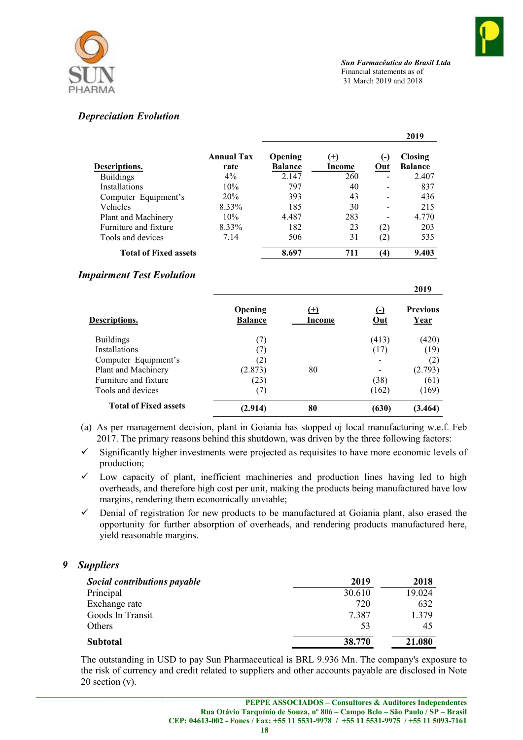### Depreciation Evolution

| Descriptions. | Annual Tax rate | Opening Balance | (+) Income | (-) Out | Closing Balance |
|---|---|---|---|---|---|
| | | 2019 | | | |
| Buildings | 4% | 2.147 | 260 | - | 2.407 |
| Installations | 10% | 797 | 40 | - | 837 |
| Computer Equipment's | 20% | 393 | 43 | - | 436 |
| Vehicles | 8.33% | 185 | 30 | - | 215 |
| Plant and Machinery | 10% | 4.487 | 283 | - | 4.770 |
| Furniture and fixture | 8.33% | 182 | 23 | (2) | 203 |
| Tools and devices | 7.14 | 506 | 31 | (2) | 535 |
| **Total of Fixed assets** | | **8.697** | **711** | **(4)** | **9.403** |

### Impairment Test Evolution

| Descriptions. | Opening Balance | (+) Income | (-) Out | Previous Year |
|---|---|---|---|---|
| | 2019 | | | |
| Buildings | (7) | | (413) | (420) |
| Installations | (7) | | (17) | (19) |
| Computer Equipment's | (2) | | - | (2) |
| Plant and Machinery | (2.873) | 80 | - | (2.793) |
| Furniture and fixture | (23) | | (38) | (61) |
| Tools and devices | (7) | | (162) | (169) |
| **Total of Fixed assets** | **(2.914)** | **80** | **(630)** | **(3.464)** |

(a) As per management decision, plant in Goiania has stopped oj local manufacturing w.e.f. Feb 2017. The primary reasons behind this shutdown, was driven by the three following factors:

- ✓ Significantly higher investments were projected as requisites to have more economic levels of production;
- ✓ Low capacity of plant, inefficient machineries and production lines having led to high overheads, and therefore high cost per unit, making the products being manufactured have low margins, rendering them economically unviable;
- ✓ Denial of registration for new products to be manufactured at Goiania plant, also erased the opportunity for further absorption of overheads, and rendering products manufactured here, yield reasonable margins.

## 9 Suppliers

| *Social contributions payable* | 2019 | 2018 |
|---|---|---|
| Principal | 30.610 | 19.024 |
| Exchange rate | 720 | 632 |
| Goods In Transit | 7.387 | 1.379 |
| Others | 53 | 45 |
| **Subtotal** | **38.770** | **21.080** |

The outstanding in USD to pay Sun Pharmaceutical is BRL 9.936 Mn. The company's exposure to the risk of currency and credit related to suppliers and other accounts payable are disclosed in Note 20 section (v).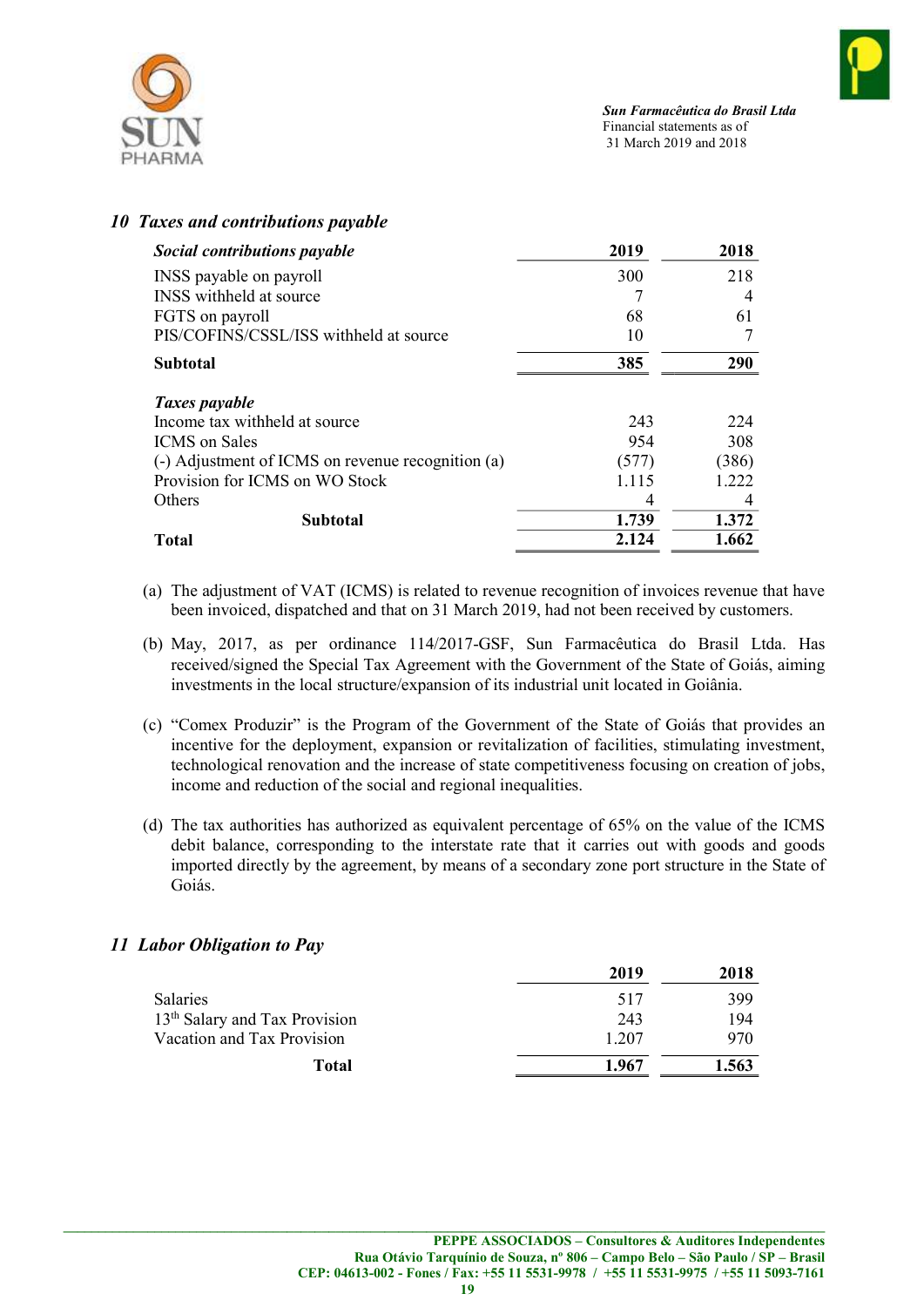## 10 *Taxes and contributions payable*

| *Social contributions payable* | 2019 | 2018 |
|---|---|---|
| INSS payable on payroll | 300 | 218 |
| INSS withheld at source | 7 | 4 |
| FGTS on payroll | 68 | 61 |
| PIS/COFINS/CSSL/ISS withheld at source | 10 | 7 |
| **Subtotal** | **385** | **290** |
| | | |
| *Taxes payable* | | |
| Income tax withheld at source | 243 | 224 |
| ICMS on Sales | 954 | 308 |
| (-) Adjustment of ICMS on revenue recognition (a) | (577) | (386) |
| Provision for ICMS on WO Stock | 1.115 | 1.222 |
| Others | 4 | 4 |
| **Subtotal** | **1.739** | **1.372** |
| **Total** | **2.124** | **1.662** |

(a) The adjustment of VAT (ICMS) is related to revenue recognition of invoices revenue that have been invoiced, dispatched and that on 31 March 2019, had not been received by customers.

(b) May, 2017, as per ordinance 114/2017-GSF, Sun Farmacêutica do Brasil Ltda. Has received/signed the Special Tax Agreement with the Government of the State of Goiás, aiming investments in the local structure/expansion of its industrial unit located in Goiânia.

(c) "Comex Produzir" is the Program of the Government of the State of Goiás that provides an incentive for the deployment, expansion or revitalization of facilities, stimulating investment, technological renovation and the increase of state competitiveness focusing on creation of jobs, income and reduction of the social and regional inequalities.

(d) The tax authorities has authorized as equivalent percentage of 65% on the value of the ICMS debit balance, corresponding to the interstate rate that it carries out with goods and goods imported directly by the agreement, by means of a secondary zone port structure in the State of Goiás.

## 11 *Labor Obligation to Pay*

| | 2019 | 2018 |
|---|---|---|
| Salaries | 517 | 399 |
| 13th Salary and Tax Provision | 243 | 194 |
| Vacation and Tax Provision | 1.207 | 970 |
| **Total** | **1.967** | **1.563** |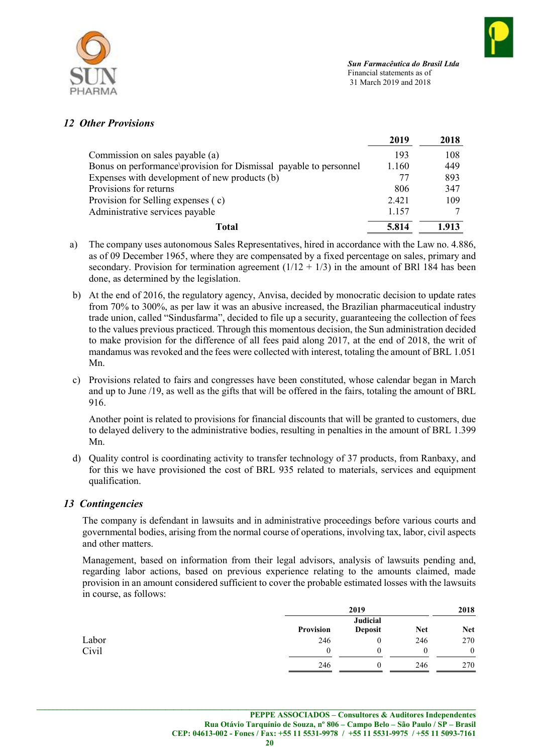## 12 Other Provisions

| | 2019 | 2018 |
|---|---|---|
| Commission on sales payable (a) | 193 | 108 |
| Bonus on performance\provision for Dismissal payable to personnel | 1.160 | 449 |
| Expenses with development of new products (b) | 77 | 893 |
| Provisions for returns | 806 | 347 |
| Provision for Selling expenses ( c) | 2.421 | 109 |
| Administrative services payable | 1.157 | 7 |
| **Total** | **5.814** | **1.913** |

a) The company uses autonomous Sales Representatives, hired in accordance with the Law no. 4.886, as of 09 December 1965, where they are compensated by a fixed percentage on sales, primary and secondary. Provision for termination agreement (1/12 + 1/3) in the amount of BRl 184 has been done, as determined by the legislation.

b) At the end of 2016, the regulatory agency, Anvisa, decided by monocratic decision to update rates from 70% to 300%, as per law it was an abusive increased, the Brazilian pharmaceutical industry trade union, called "Sindusfarma", decided to file up a security, guaranteeing the collection of fees to the values previous practiced. Through this momentous decision, the Sun administration decided to make provision for the difference of all fees paid along 2017, at the end of 2018, the writ of mandamus was revoked and the fees were collected with interest, totaling the amount of BRL 1.051 Mn.

c) Provisions related to fairs and congresses have been constituted, whose calendar began in March and up to June /19, as well as the gifts that will be offered in the fairs, totaling the amount of BRL 916.

   Another point is related to provisions for financial discounts that will be granted to customers, due to delayed delivery to the administrative bodies, resulting in penalties in the amount of BRL 1.399 Mn.

d) Quality control is coordinating activity to transfer technology of 37 products, from Ranbaxy, and for this we have provisioned the cost of BRL 935 related to materials, services and equipment qualification.

## 13 Contingencies

The company is defendant in lawsuits and in administrative proceedings before various courts and governmental bodies, arising from the normal course of operations, involving tax, labor, civil aspects and other matters.

Management, based on information from their legal advisors, analysis of lawsuits pending and, regarding labor actions, based on previous experience relating to the amounts claimed, made provision in an amount considered sufficient to cover the probable estimated losses with the lawsuits in course, as follows:

| | 2019 | | | 2018 |
|---|---|---|---|---|
| | Provision | Judicial Deposit | Net | Net |
| Labor | 246 | 0 | 246 | 270 |
| Civil | 0 | 0 | 0 | 0 |
| | 246 | 0 | 246 | 270 |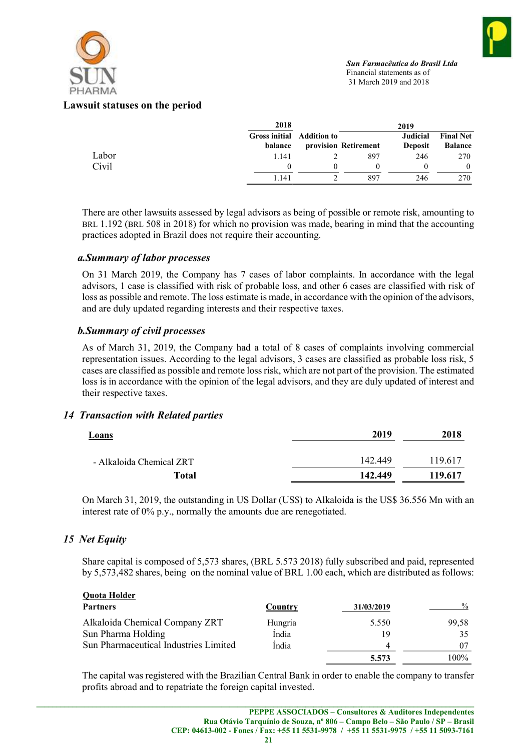## Lawsuit statuses on the period

| | 2018 | 2019 | | | |
|---|---|---|---|---|---|
| | Gross initial balance | Addition to provision | Retirement | Judicial Deposit | Final Net Balance |
| Labor | 1.141 | 2 | 897 | 246 | 270 |
| Civil | 0 | 0 | 0 | 0 | 0 |
| | 1.141 | 2 | 897 | 246 | 270 |

There are other lawsuits assessed by legal advisors as being of possible or remote risk, amounting to BRL 1.192 (BRL 508 in 2018) for which no provision was made, bearing in mind that the accounting practices adopted in Brazil does not require their accounting.

### *a.Summary of labor processes*

On 31 March 2019, the Company has 7 cases of labor complaints. In accordance with the legal advisors, 1 case is classified with risk of probable loss, and other 6 cases are classified with risk of loss as possible and remote. The loss estimate is made, in accordance with the opinion of the advisors, and are duly updated regarding interests and their respective taxes.

### *b.Summary of civil processes*

As of March 31, 2019, the Company had a total of 8 cases of complaints involving commercial representation issues. According to the legal advisors, 3 cases are classified as probable loss risk, 5 cases are classified as possible and remote loss risk, which are not part of the provision. The estimated loss is in accordance with the opinion of the legal advisors, and they are duly updated of interest and their respective taxes.

## *14 Transaction with Related parties*

| Loans | 2019 | 2018 |
|---|---|---|
| - Alkaloida Chemical ZRT | 142.449 | 119.617 |
| **Total** | **142.449** | **119.617** |

On March 31, 2019, the outstanding in US Dollar (US$) to Alkaloida is the US$ 36.556 Mn with an interest rate of 0% p.y., normally the amounts due are renegotiated.

## *15 Net Equity*

Share capital is composed of 5,573 shares, (BRL 5.573 2018) fully subscribed and paid, represented by 5,573,482 shares, being on the nominal value of BRL 1.00 each, which are distributed as follows:

| Quota Holder Partners | Country | 31/03/2019 | % |
|---|---|---|---|
| Alkaloida Chemical Company ZRT | Hungria | 5.550 | 99,58 |
| Sun Pharma Holding | Índia | 19 | 35 |
| Sun Pharmaceutical Industries Limited | Índia | 4 | 07 |
| | | **5.573** | 100% |

The capital was registered with the Brazilian Central Bank in order to enable the company to transfer profits abroad and to repatriate the foreign capital invested.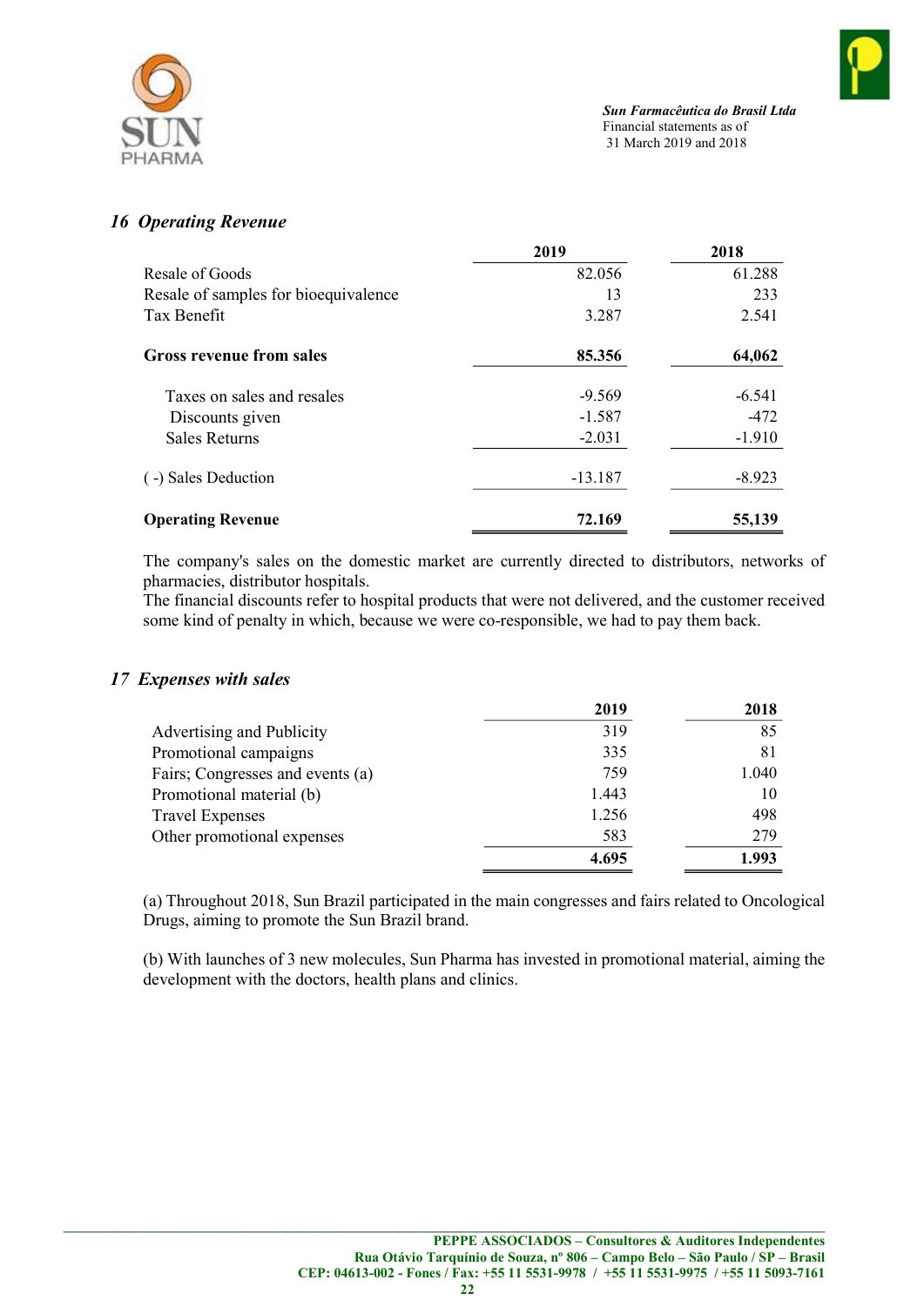## 16 Operating Revenue

| | 2019 | 2018 |
|---|---|---|
| Resale of Goods | 82.056 | 61.288 |
| Resale of samples for bioequivalence | 13 | 233 |
| Tax Benefit | 3.287 | 2.541 |
| **Gross revenue from sales** | **85.356** | **64,062** |
| Taxes on sales and resales | -9.569 | -6.541 |
| Discounts given | -1.587 | -472 |
| Sales Returns | -2.031 | -1.910 |
| ( -) Sales Deduction | -13.187 | -8.923 |
| **Operating Revenue** | **72.169** | **55,139** |

The company's sales on the domestic market are currently directed to distributors, networks of pharmacies, distributor hospitals.
The financial discounts refer to hospital products that were not delivered, and the customer received some kind of penalty in which, because we were co-responsible, we had to pay them back.

## 17 Expenses with sales

| | 2019 | 2018 |
|---|---|---|
| Advertising and Publicity | 319 | 85 |
| Promotional campaigns | 335 | 81 |
| Fairs; Congresses and events (a) | 759 | 1.040 |
| Promotional material (b) | 1.443 | 10 |
| Travel Expenses | 1.256 | 498 |
| Other promotional expenses | 583 | 279 |
| | **4.695** | **1.993** |

(a) Throughout 2018, Sun Brazil participated in the main congresses and fairs related to Oncological Drugs, aiming to promote the Sun Brazil brand.

(b) With launches of 3 new molecules, Sun Pharma has invested in promotional material, aiming the development with the doctors, health plans and clinics.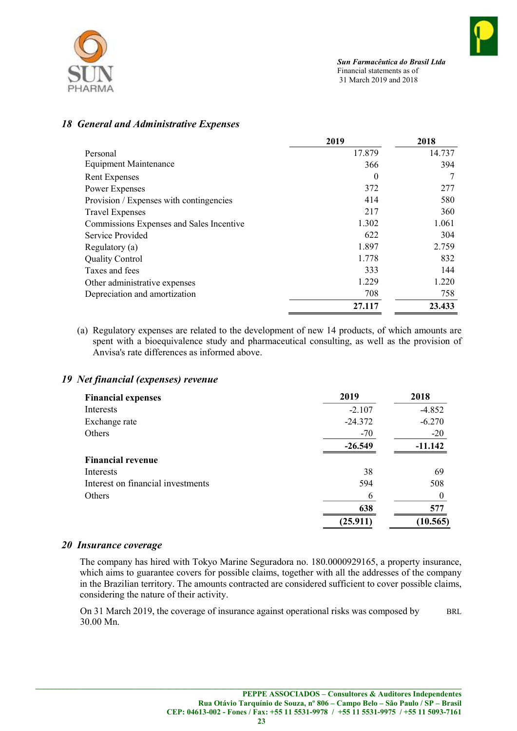## *18 General and Administrative Expenses*

| | 2019 | 2018 |
|---|---|---|
| Personal | 17.879 | 14.737 |
| Equipment Maintenance | 366 | 394 |
| Rent Expenses | 0 | 7 |
| Power Expenses | 372 | 277 |
| Provision / Expenses with contingencies | 414 | 580 |
| Travel Expenses | 217 | 360 |
| Commissions Expenses and Sales Incentive | 1.302 | 1.061 |
| Service Provided | 622 | 304 |
| Regulatory (a) | 1.897 | 2.759 |
| Quality Control | 1.778 | 832 |
| Taxes and fees | 333 | 144 |
| Other administrative expenses | 1.229 | 1.220 |
| Depreciation and amortization | 708 | 758 |
| | **27.117** | **23.433** |

(a) Regulatory expenses are related to the development of new 14 products, of which amounts are spent with a bioequivalence study and pharmaceutical consulting, as well as the provision of Anvisa's rate differences as informed above.

## *19 Net financial (expenses) revenue*

| **Financial expenses** | 2019 | 2018 |
|---|---|---|
| Interests | -2.107 | -4.852 |
| Exchange rate | -24.372 | -6.270 |
| Others | -70 | -20 |
| | **-26.549** | **-11.142** |
| **Financial revenue** | | |
| Interests | 38 | 69 |
| Interest on financial investments | 594 | 508 |
| Others | 6 | 0 |
| | **638** | **577** |
| | **(25.911)** | **(10.565)** |

## *20 Insurance coverage*

The company has hired with Tokyo Marine Seguradora no. 180.0000929165, a property insurance, which aims to guarantee covers for possible claims, together with all the addresses of the company in the Brazilian territory. The amounts contracted are considered sufficient to cover possible claims, considering the nature of their activity.

On 31 March 2019, the coverage of insurance against operational risks was composed by BRL 30.00 Mn.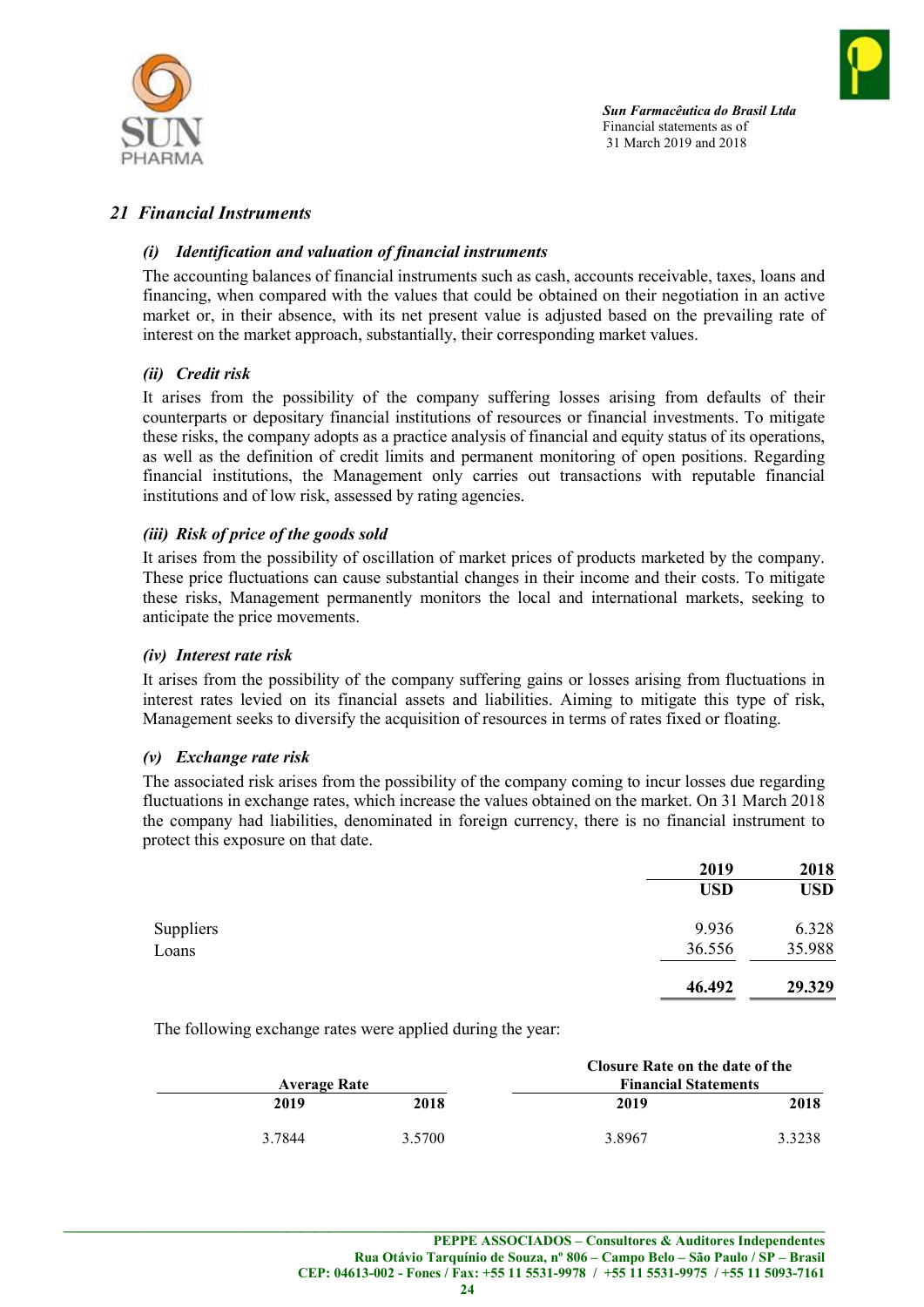## 21 *Financial Instruments*

### *(i) Identification and valuation of financial instruments*

The accounting balances of financial instruments such as cash, accounts receivable, taxes, loans and financing, when compared with the values that could be obtained on their negotiation in an active market or, in their absence, with its net present value is adjusted based on the prevailing rate of interest on the market approach, substantially, their corresponding market values.

### *(ii) Credit risk*

It arises from the possibility of the company suffering losses arising from defaults of their counterparts or depositary financial institutions of resources or financial investments. To mitigate these risks, the company adopts as a practice analysis of financial and equity status of its operations, as well as the definition of credit limits and permanent monitoring of open positions. Regarding financial institutions, the Management only carries out transactions with reputable financial institutions and of low risk, assessed by rating agencies.

### *(iii) Risk of price of the goods sold*

It arises from the possibility of oscillation of market prices of products marketed by the company. These price fluctuations can cause substantial changes in their income and their costs. To mitigate these risks, Management permanently monitors the local and international markets, seeking to anticipate the price movements.

### *(iv) Interest rate risk*

It arises from the possibility of the company suffering gains or losses arising from fluctuations in interest rates levied on its financial assets and liabilities. Aiming to mitigate this type of risk, Management seeks to diversify the acquisition of resources in terms of rates fixed or floating.

### *(v) Exchange rate risk*

The associated risk arises from the possibility of the company coming to incur losses due regarding fluctuations in exchange rates, which increase the values obtained on the market. On 31 March 2018 the company had liabilities, denominated in foreign currency, there is no financial instrument to protect this exposure on that date.

| | 2019 | 2018 |
|---|---|---|
| | USD | USD |
| Suppliers | 9.936 | 6.328 |
| Loans | 36.556 | 35.988 |
| | **46.492** | **29.329** |

The following exchange rates were applied during the year:

| Average Rate | | Closure Rate on the date of the Financial Statements | |
|---|---|---|---|
| 2019 | 2018 | 2019 | 2018 |
| 3.7844 | 3.5700 | 3.8967 | 3.3238 |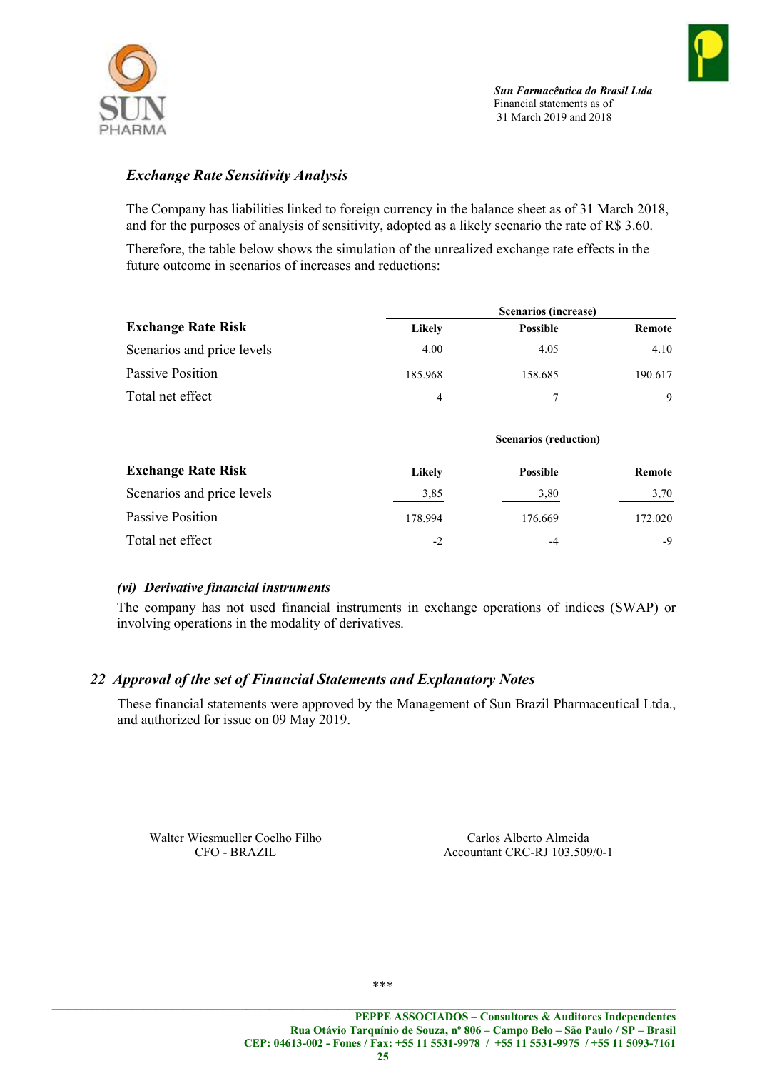### *Exchange Rate Sensitivity Analysis*

The Company has liabilities linked to foreign currency in the balance sheet as of 31 March 2018, and for the purposes of analysis of sensitivity, adopted as a likely scenario the rate of R$ 3.60.

Therefore, the table below shows the simulation of the unrealized exchange rate effects in the future outcome in scenarios of increases and reductions:

| | Scenarios (increase) | | |
|---|---|---|---|
| **Exchange Rate Risk** | **Likely** | **Possible** | **Remote** |
| Scenarios and price levels | 4.00 | 4.05 | 4.10 |
| Passive Position | 185.968 | 158.685 | 190.617 |
| Total net effect | 4 | 7 | 9 |

| | Scenarios (reduction) | | |
|---|---|---|---|
| **Exchange Rate Risk** | **Likely** | **Possible** | **Remote** |
| Scenarios and price levels | 3,85 | 3,80 | 3,70 |
| Passive Position | 178.994 | 176.669 | 172.020 |
| Total net effect | -2 | -4 | -9 |

### *(vi) Derivative financial instruments*

The company has not used financial instruments in exchange operations of indices (SWAP) or involving operations in the modality of derivatives.

## *22 Approval of the set of Financial Statements and Explanatory Notes*

These financial statements were approved by the Management of Sun Brazil Pharmaceutical Ltda., and authorized for issue on 09 May 2019.

Walter Wiesmueller Coelho Filho
CFO - BRAZIL

Carlos Alberto Almeida
Accountant CRC-RJ 103.509/0-1

***